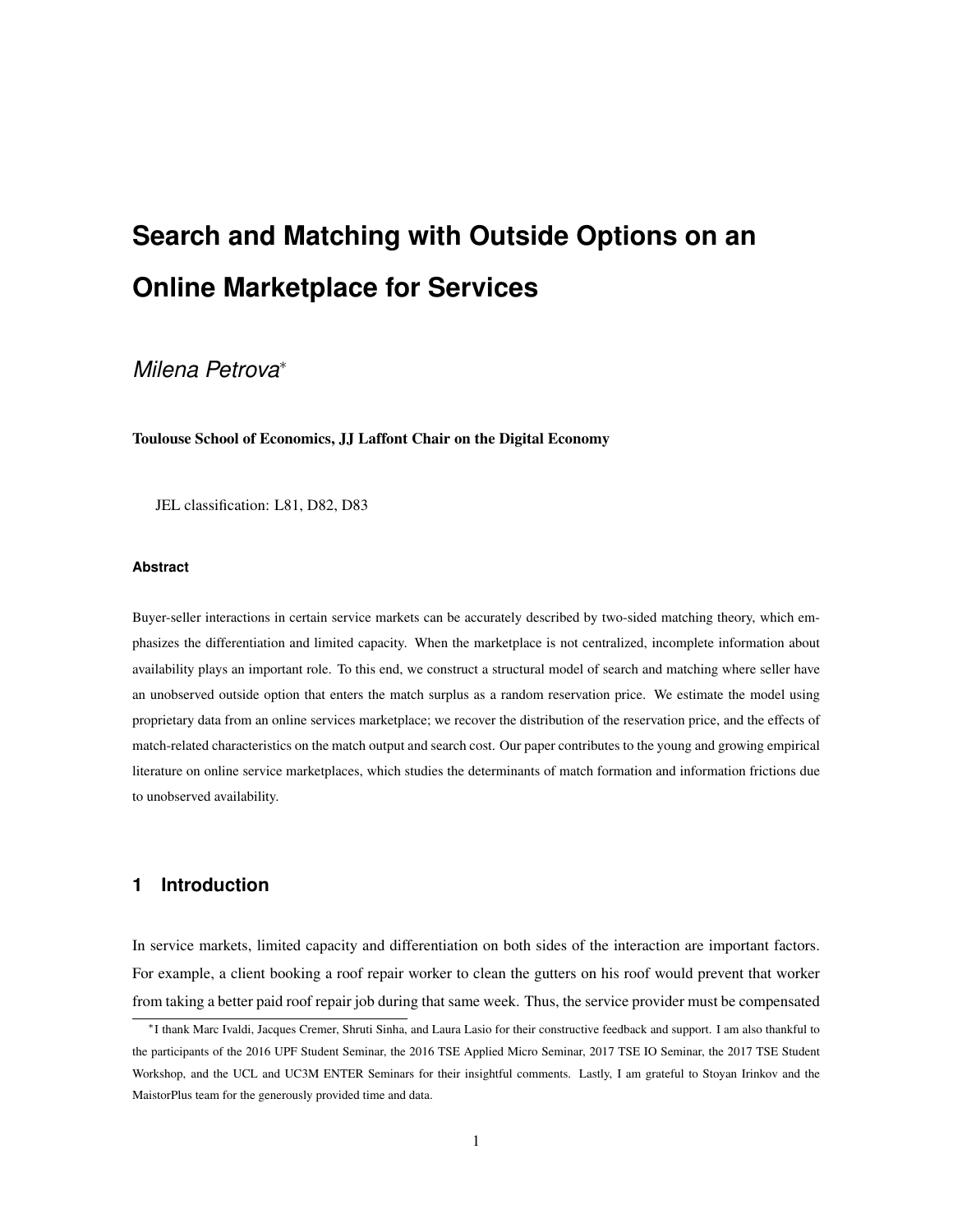# Search and Matching with Outside Options on an Online Marketplace for Services

*Milena Petrova*[*]

**Toulouse School of Economics, JJ Laffont Chair on the Digital Economy**

JEL classification: L81, D82, D83

#### Abstract

Buyer-seller interactions in certain service markets can be accurately described by two-sided matching theory, which emphasizes the differentiation and limited capacity. When the marketplace is not centralized, incomplete information about availability plays an important role. To this end, we construct a structural model of search and matching where seller have an unobserved outside option that enters the match surplus as a random reservation price. We estimate the model using proprietary data from an online services marketplace; we recover the distribution of the reservation price, and the effects of match-related characteristics on the match output and search cost. Our paper contributes to the young and growing empirical literature on online service marketplaces, which studies the determinants of match formation and information frictions due to unobserved availability.

## 1 Introduction

In service markets, limited capacity and differentiation on both sides of the interaction are important factors. For example, a client booking a roof repair worker to clean the gutters on his roof would prevent that worker from taking a better paid roof repair job during that same week. Thus, the service provider must be compensated

[*] I thank Marc Ivaldi, Jacques Cremer, Shruti Sinha, and Laura Lasio for their constructive feedback and support. I am also thankful to the participants of the 2016 UPF Student Seminar, the 2016 TSE Applied Micro Seminar, 2017 TSE IO Seminar, the 2017 TSE Student Workshop, and the UCL and UC3M ENTER Seminars for their insightful comments. Lastly, I am grateful to Stoyan Irinkov and the MaistorPlus team for the generously provided time and data.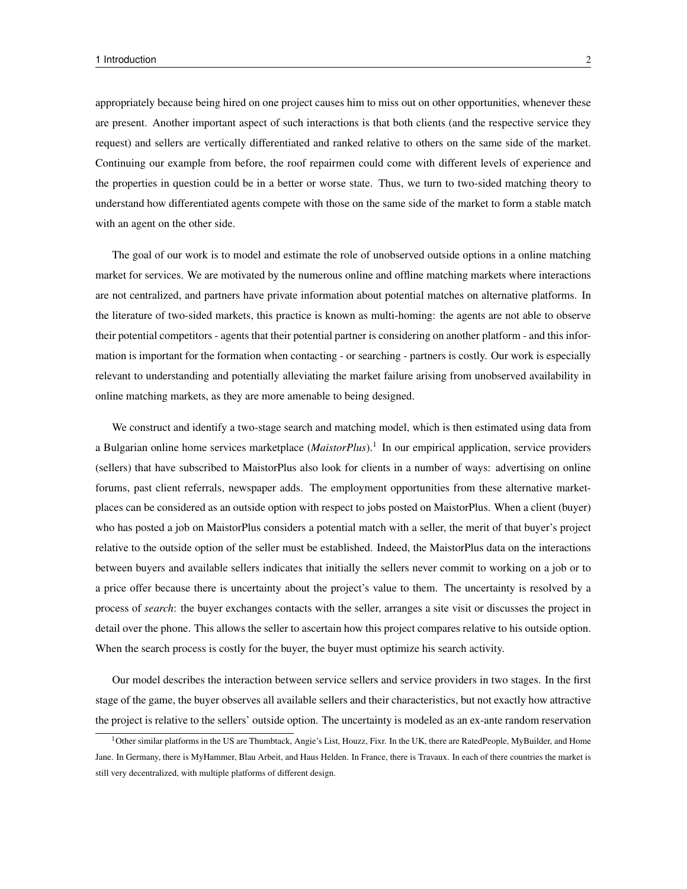appropriately because being hired on one project causes him to miss out on other opportunities, whenever these are present. Another important aspect of such interactions is that both clients (and the respective service they request) and sellers are vertically differentiated and ranked relative to others on the same side of the market. Continuing our example from before, the roof repairmen could come with different levels of experience and the properties in question could be in a better or worse state. Thus, we turn to two-sided matching theory to understand how differentiated agents compete with those on the same side of the market to form a stable match with an agent on the other side.

The goal of our work is to model and estimate the role of unobserved outside options in a online matching market for services. We are motivated by the numerous online and offline matching markets where interactions are not centralized, and partners have private information about potential matches on alternative platforms. In the literature of two-sided markets, this practice is known as multi-homing: the agents are not able to observe their potential competitors - agents that their potential partner is considering on another platform - and this information is important for the formation when contacting - or searching - partners is costly. Our work is especially relevant to understanding and potentially alleviating the market failure arising from unobserved availability in online matching markets, as they are more amenable to being designed.

We construct and identify a two-stage search and matching model, which is then estimated using data from a Bulgarian online home services marketplace (*MaistorPlus*).[1] In our empirical application, service providers (sellers) that have subscribed to MaistorPlus also look for clients in a number of ways: advertising on online forums, past client referrals, newspaper adds. The employment opportunities from these alternative marketplaces can be considered as an outside option with respect to jobs posted on MaistorPlus. When a client (buyer) who has posted a job on MaistorPlus considers a potential match with a seller, the merit of that buyer's project relative to the outside option of the seller must be established. Indeed, the MaistorPlus data on the interactions between buyers and available sellers indicates that initially the sellers never commit to working on a job or to a price offer because there is uncertainty about the project's value to them. The uncertainty is resolved by a process of *search*: the buyer exchanges contacts with the seller, arranges a site visit or discusses the project in detail over the phone. This allows the seller to ascertain how this project compares relative to his outside option. When the search process is costly for the buyer, the buyer must optimize his search activity.

Our model describes the interaction between service sellers and service providers in two stages. In the first stage of the game, the buyer observes all available sellers and their characteristics, but not exactly how attractive the project is relative to the sellers' outside option. The uncertainty is modeled as an ex-ante random reservation

[1] Other similar platforms in the US are Thumbtack, Angie's List, Houzz, Fixr. In the UK, there are RatedPeople, MyBuilder, and Home Jane. In Germany, there is MyHammer, Blau Arbeit, and Haus Helden. In France, there is Travaux. In each of there countries the market is still very decentralized, with multiple platforms of different design.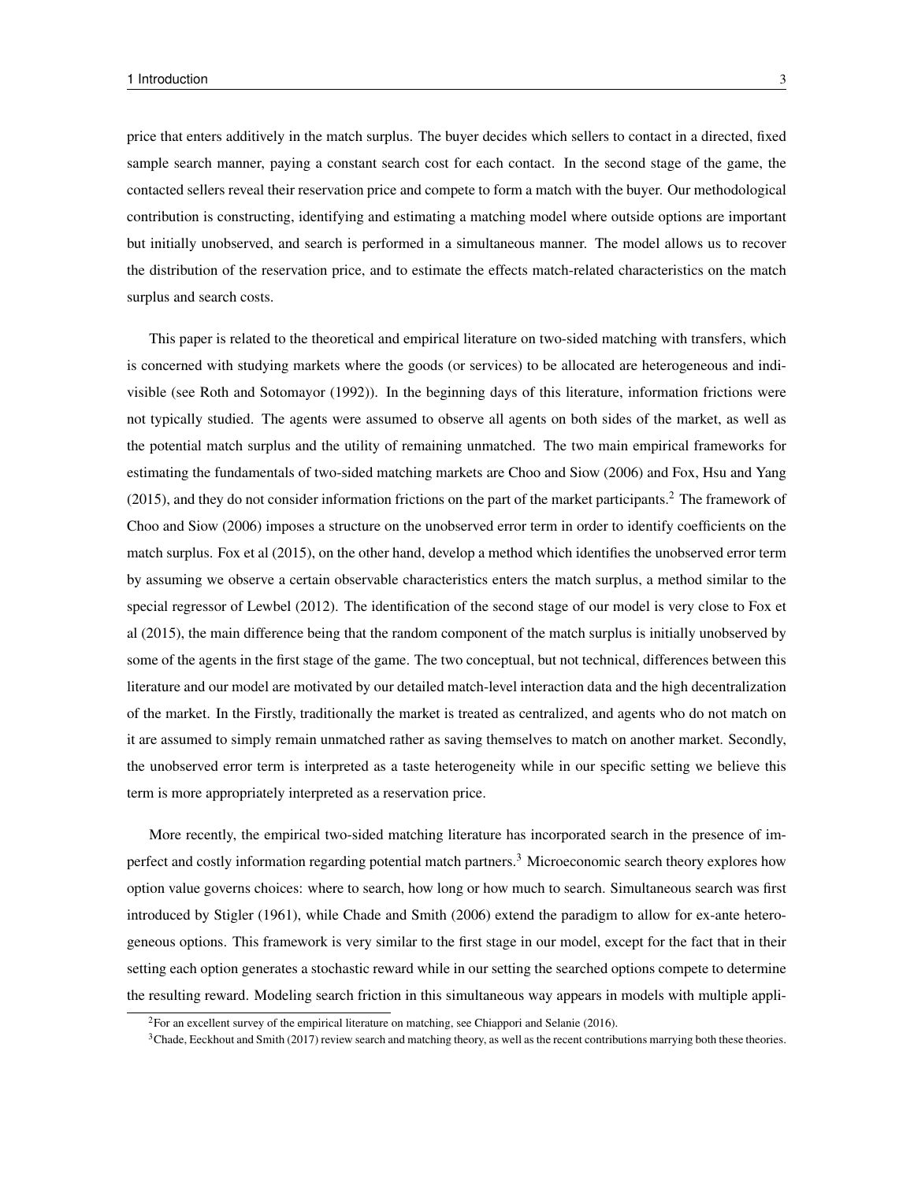price that enters additively in the match surplus. The buyer decides which sellers to contact in a directed, fixed sample search manner, paying a constant search cost for each contact. In the second stage of the game, the contacted sellers reveal their reservation price and compete to form a match with the buyer. Our methodological contribution is constructing, identifying and estimating a matching model where outside options are important but initially unobserved, and search is performed in a simultaneous manner. The model allows us to recover the distribution of the reservation price, and to estimate the effects match-related characteristics on the match surplus and search costs.

This paper is related to the theoretical and empirical literature on two-sided matching with transfers, which is concerned with studying markets where the goods (or services) to be allocated are heterogeneous and indivisible (see Roth and Sotomayor (1992)). In the beginning days of this literature, information frictions were not typically studied. The agents were assumed to observe all agents on both sides of the market, as well as the potential match surplus and the utility of remaining unmatched. The two main empirical frameworks for estimating the fundamentals of two-sided matching markets are Choo and Siow (2006) and Fox, Hsu and Yang (2015), and they do not consider information frictions on the part of the market participants.[2] The framework of Choo and Siow (2006) imposes a structure on the unobserved error term in order to identify coefficients on the match surplus. Fox et al (2015), on the other hand, develop a method which identifies the unobserved error term by assuming we observe a certain observable characteristics enters the match surplus, a method similar to the special regressor of Lewbel (2012). The identification of the second stage of our model is very close to Fox et al (2015), the main difference being that the random component of the match surplus is initially unobserved by some of the agents in the first stage of the game. The two conceptual, but not technical, differences between this literature and our model are motivated by our detailed match-level interaction data and the high decentralization of the market. In the Firstly, traditionally the market is treated as centralized, and agents who do not match on it are assumed to simply remain unmatched rather as saving themselves to match on another market. Secondly, the unobserved error term is interpreted as a taste heterogeneity while in our specific setting we believe this term is more appropriately interpreted as a reservation price.

More recently, the empirical two-sided matching literature has incorporated search in the presence of imperfect and costly information regarding potential match partners.[3] Microeconomic search theory explores how option value governs choices: where to search, how long or how much to search. Simultaneous search was first introduced by Stigler (1961), while Chade and Smith (2006) extend the paradigm to allow for ex-ante heterogeneous options. This framework is very similar to the first stage in our model, except for the fact that in their setting each option generates a stochastic reward while in our setting the searched options compete to determine the resulting reward. Modeling search friction in this simultaneous way appears in models with multiple appli-

[2] For an excellent survey of the empirical literature on matching, see Chiappori and Selanie (2016).

[3] Chade, Eeckhout and Smith (2017) review search and matching theory, as well as the recent contributions marrying both these theories.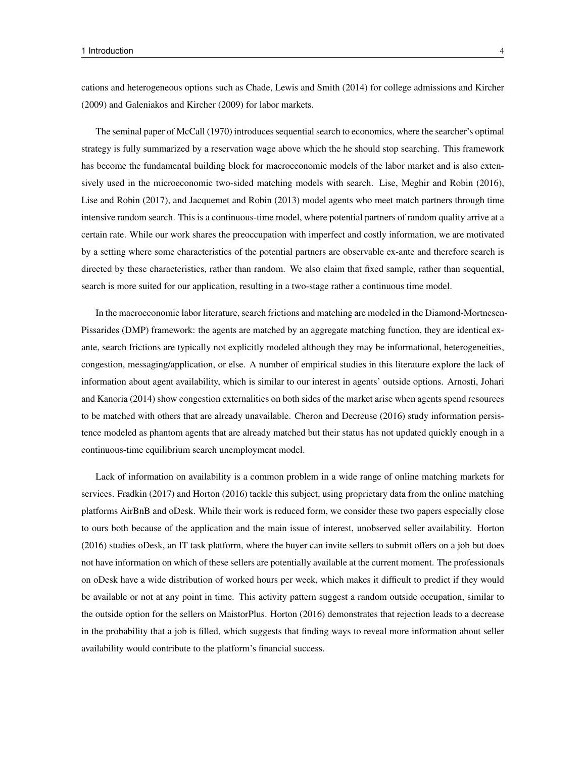cations and heterogeneous options such as Chade, Lewis and Smith (2014) for college admissions and Kircher (2009) and Galeniakos and Kircher (2009) for labor markets.

The seminal paper of McCall (1970) introduces sequential search to economics, where the searcher's optimal strategy is fully summarized by a reservation wage above which the he should stop searching. This framework has become the fundamental building block for macroeconomic models of the labor market and is also extensively used in the microeconomic two-sided matching models with search. Lise, Meghir and Robin (2016), Lise and Robin (2017), and Jacquemet and Robin (2013) model agents who meet match partners through time intensive random search. This is a continuous-time model, where potential partners of random quality arrive at a certain rate. While our work shares the preoccupation with imperfect and costly information, we are motivated by a setting where some characteristics of the potential partners are observable ex-ante and therefore search is directed by these characteristics, rather than random. We also claim that fixed sample, rather than sequential, search is more suited for our application, resulting in a two-stage rather a continuous time model.

In the macroeconomic labor literature, search frictions and matching are modeled in the Diamond-Mortnesen-Pissarides (DMP) framework: the agents are matched by an aggregate matching function, they are identical ex-ante, search frictions are typically not explicitly modeled although they may be informational, heterogeneities, congestion, messaging/application, or else. A number of empirical studies in this literature explore the lack of information about agent availability, which is similar to our interest in agents' outside options. Arnosti, Johari and Kanoria (2014) show congestion externalities on both sides of the market arise when agents spend resources to be matched with others that are already unavailable. Cheron and Decreuse (2016) study information persistence modeled as phantom agents that are already matched but their status has not updated quickly enough in a continuous-time equilibrium search unemployment model.

Lack of information on availability is a common problem in a wide range of online matching markets for services. Fradkin (2017) and Horton (2016) tackle this subject, using proprietary data from the online matching platforms AirBnB and oDesk. While their work is reduced form, we consider these two papers especially close to ours both because of the application and the main issue of interest, unobserved seller availability. Horton (2016) studies oDesk, an IT task platform, where the buyer can invite sellers to submit offers on a job but does not have information on which of these sellers are potentially available at the current moment. The professionals on oDesk have a wide distribution of worked hours per week, which makes it difficult to predict if they would be available or not at any point in time. This activity pattern suggest a random outside occupation, similar to the outside option for the sellers on MaistorPlus. Horton (2016) demonstrates that rejection leads to a decrease in the probability that a job is filled, which suggests that finding ways to reveal more information about seller availability would contribute to the platform's financial success.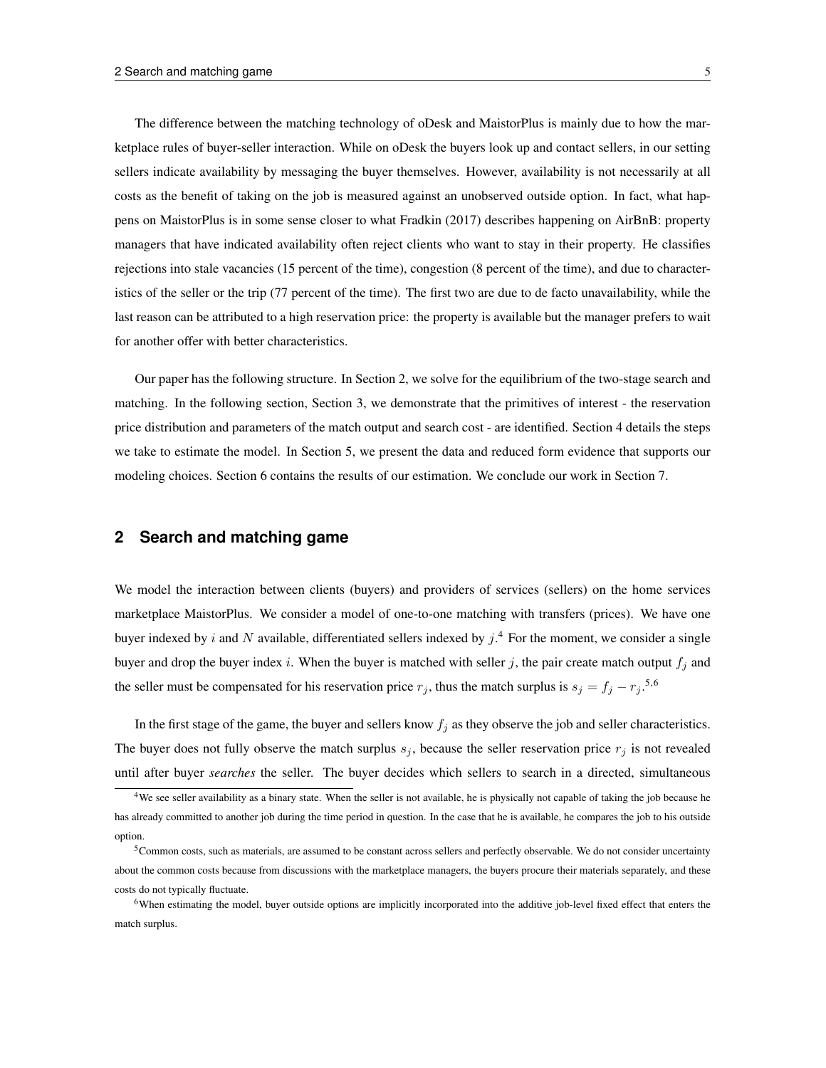The difference between the matching technology of oDesk and MaistorPlus is mainly due to how the marketplace rules of buyer-seller interaction. While on oDesk the buyers look up and contact sellers, in our setting sellers indicate availability by messaging the buyer themselves. However, availability is not necessarily at all costs as the benefit of taking on the job is measured against an unobserved outside option. In fact, what happens on MaistorPlus is in some sense closer to what Fradkin (2017) describes happening on AirBnB: property managers that have indicated availability often reject clients who want to stay in their property. He classifies rejections into stale vacancies (15 percent of the time), congestion (8 percent of the time), and due to characteristics of the seller or the trip (77 percent of the time). The first two are due to de facto unavailability, while the last reason can be attributed to a high reservation price: the property is available but the manager prefers to wait for another offer with better characteristics.

Our paper has the following structure. In Section 2, we solve for the equilibrium of the two-stage search and matching. In the following section, Section 3, we demonstrate that the primitives of interest - the reservation price distribution and parameters of the match output and search cost - are identified. Section 4 details the steps we take to estimate the model. In Section 5, we present the data and reduced form evidence that supports our modeling choices. Section 6 contains the results of our estimation. We conclude our work in Section 7.

## 2 Search and matching game

We model the interaction between clients (buyers) and providers of services (sellers) on the home services marketplace MaistorPlus. We consider a model of one-to-one matching with transfers (prices). We have one buyer indexed by $i$ and $N$ available, differentiated sellers indexed by $j$.[4] For the moment, we consider a single buyer and drop the buyer index $i$. When the buyer is matched with seller $j$, the pair create match output $f_j$ and the seller must be compensated for his reservation price $r_j$, thus the match surplus is $s_j = f_j - r_j$.[5,6]

In the first stage of the game, the buyer and sellers know $f_j$ as they observe the job and seller characteristics. The buyer does not fully observe the match surplus $s_j$, because the seller reservation price $r_j$ is not revealed until after buyer *searches* the seller. The buyer decides which sellers to search in a directed, simultaneous

[4] We see seller availability as a binary state. When the seller is not available, he is physically not capable of taking the job because he has already committed to another job during the time period in question. In the case that he is available, he compares the job to his outside option.

[5] Common costs, such as materials, are assumed to be constant across sellers and perfectly observable. We do not consider uncertainty about the common costs because from discussions with the marketplace managers, the buyers procure their materials separately, and these costs do not typically fluctuate.

[6] When estimating the model, buyer outside options are implicitly incorporated into the additive job-level fixed effect that enters the match surplus.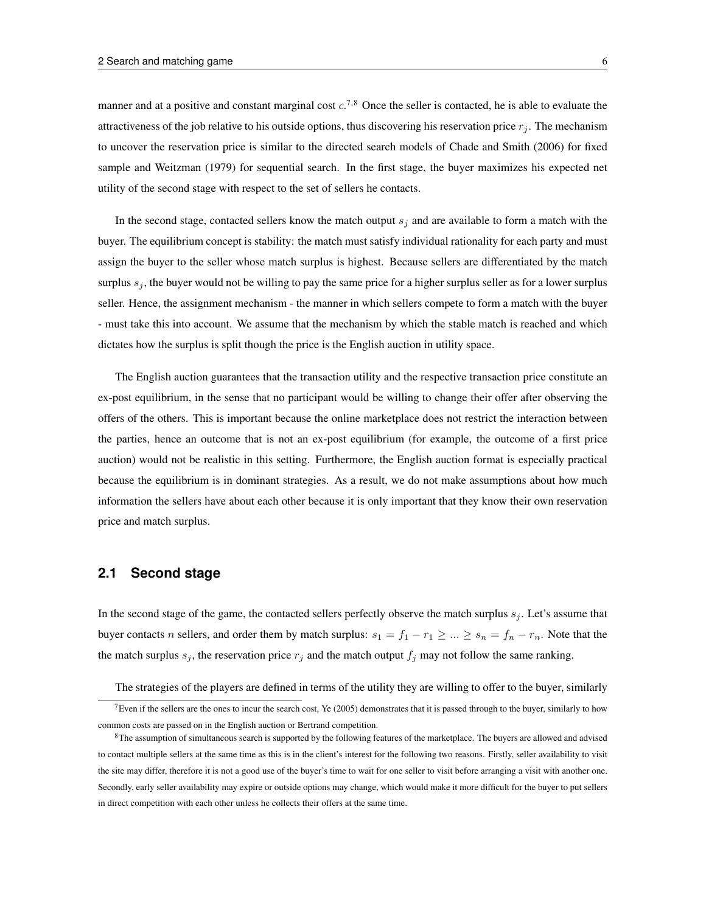manner and at a positive and constant marginal cost $c$.[7,8] Once the seller is contacted, he is able to evaluate the attractiveness of the job relative to his outside options, thus discovering his reservation price $r_j$. The mechanism to uncover the reservation price is similar to the directed search models of Chade and Smith (2006) for fixed sample and Weitzman (1979) for sequential search. In the first stage, the buyer maximizes his expected net utility of the second stage with respect to the set of sellers he contacts.

In the second stage, contacted sellers know the match output $s_j$ and are available to form a match with the buyer. The equilibrium concept is stability: the match must satisfy individual rationality for each party and must assign the buyer to the seller whose match surplus is highest. Because sellers are differentiated by the match surplus $s_j$, the buyer would not be willing to pay the same price for a higher surplus seller as for a lower surplus seller. Hence, the assignment mechanism - the manner in which sellers compete to form a match with the buyer - must take this into account. We assume that the mechanism by which the stable match is reached and which dictates how the surplus is split though the price is the English auction in utility space.

The English auction guarantees that the transaction utility and the respective transaction price constitute an ex-post equilibrium, in the sense that no participant would be willing to change their offer after observing the offers of the others. This is important because the online marketplace does not restrict the interaction between the parties, hence an outcome that is not an ex-post equilibrium (for example, the outcome of a first price auction) would not be realistic in this setting. Furthermore, the English auction format is especially practical because the equilibrium is in dominant strategies. As a result, we do not make assumptions about how much information the sellers have about each other because it is only important that they know their own reservation price and match surplus.

## 2.1 Second stage

In the second stage of the game, the contacted sellers perfectly observe the match surplus $s_j$. Let's assume that buyer contacts $n$ sellers, and order them by match surplus: $s_1 = f_1 - r_1 \geq ... \geq s_n = f_n - r_n$. Note that the the match surplus $s_j$, the reservation price $r_j$ and the match output $f_j$ may not follow the same ranking.

The strategies of the players are defined in terms of the utility they are willing to offer to the buyer, similarly

[7]Even if the sellers are the ones to incur the search cost, Ye (2005) demonstrates that it is passed through to the buyer, similarly to how common costs are passed on in the English auction or Bertrand competition.

[8]The assumption of simultaneous search is supported by the following features of the marketplace. The buyers are allowed and advised to contact multiple sellers at the same time as this is in the client's interest for the following two reasons. Firstly, seller availability to visit the site may differ, therefore it is not a good use of the buyer's time to wait for one seller to visit before arranging a visit with another one. Secondly, early seller availability may expire or outside options may change, which would make it more difficult for the buyer to put sellers in direct competition with each other unless he collects their offers at the same time.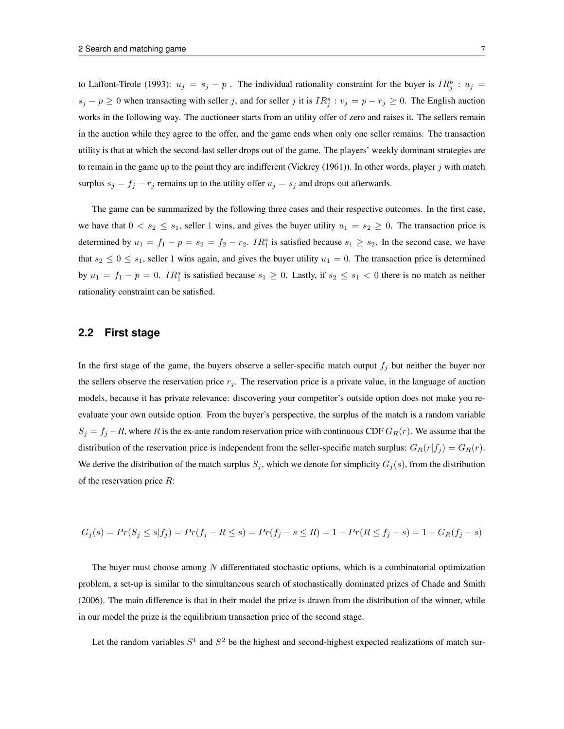to Laffont-Tirole (1993): $u_j = s_j - p$ . The individual rationality constraint for the buyer is $IR^b_j : u_j = s_j - p \geq 0$ when transacting with seller $j$, and for seller $j$ it is $IR^s_j : v_j = p - r_j \geq 0$. The English auction works in the following way. The auctioneer starts from an utility offer of zero and raises it. The sellers remain in the auction while they agree to the offer, and the game ends when only one seller remains. The transaction utility is that at which the second-last seller drops out of the game. The players' weekly dominant strategies are to remain in the game up to the point they are indifferent (Vickrey (1961)). In other words, player $j$ with match surplus $s_j = f_j - r_j$ remains up to the utility offer $u_j = s_j$ and drops out afterwards.

The game can be summarized by the following three cases and their respective outcomes. In the first case, we have that $0 < s_2 \leq s_1$, seller 1 wins, and gives the buyer utility $u_1 = s_2 \geq 0$. The transaction price is determined by $u_1 = f_1 - p = s_2 = f_2 - r_2$. $IR^s_1$ is satisfied because $s_1 \geq s_2$. In the second case, we have that $s_2 \leq 0 \leq s_1$, seller 1 wins again, and gives the buyer utility $u_1 = 0$. The transaction price is determined by $u_1 = f_1 - p = 0$. $IR^s_1$ is satisfied because $s_1 \geq 0$. Lastly, if $s_2 \leq s_1 < 0$ there is no match as neither rationality constraint can be satisfied.

## 2.2 First stage

In the first stage of the game, the buyers observe a seller-specific match output $f_j$ but neither the buyer nor the sellers observe the reservation price $r_j$. The reservation price is a private value, in the language of auction models, because it has private relevance: discovering your competitor's outside option does not make you re-evaluate your own outside option. From the buyer's perspective, the surplus of the match is a random variable $S_j = f_j - R$, where $R$ is the ex-ante random reservation price with continuous CDF $G_R(r)$. We assume that the distribution of the reservation price is independent from the seller-specific match surplus: $G_R(r|f_j) = G_R(r)$. We derive the distribution of the match surplus $S_j$, which we denote for simplicity $G_j(s)$, from the distribution of the reservation price $R$:

$$G_j(s) = Pr(S_j \leq s|f_j) = Pr(f_j - R \leq s) = Pr(f_j - s \leq R) = 1 - Pr(R \leq f_j - s) = 1 - G_R(f_j - s)$$

The buyer must choose among $N$ differentiated stochastic options, which is a combinatorial optimization problem, a set-up is similar to the simultaneous search of stochastically dominated prizes of Chade and Smith (2006). The main difference is that in their model the prize is drawn from the distribution of the winner, while in our model the prize is the equilibrium transaction price of the second stage.

Let the random variables $S^1$ and $S^2$ be the highest and second-highest expected realizations of match sur-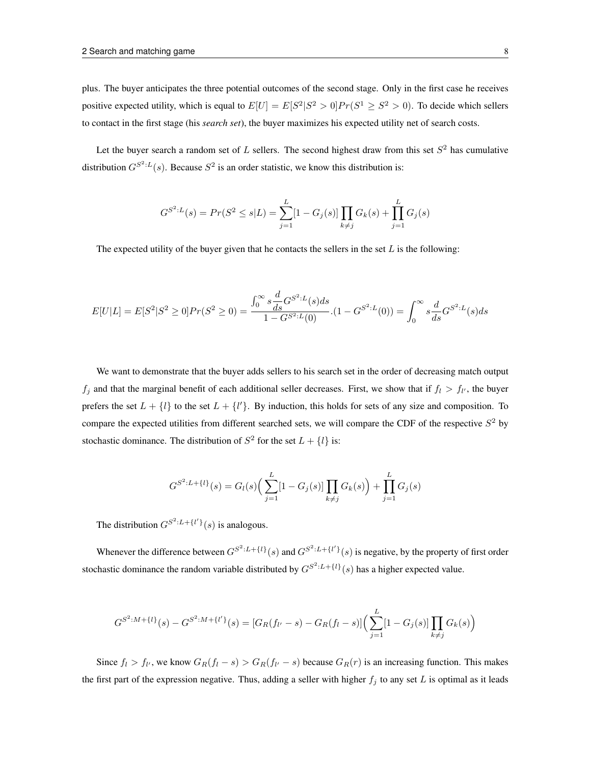plus. The buyer anticipates the three potential outcomes of the second stage. Only in the first case he receives positive expected utility, which is equal to $E[U] = E[S^2|S^2 > 0]Pr(S^1 \geq S^2 > 0)$. To decide which sellers to contact in the first stage (his *search set*), the buyer maximizes his expected utility net of search costs.

Let the buyer search a random set of $L$ sellers. The second highest draw from this set $S^2$ has cumulative distribution $G^{S^2:L}(s)$. Because $S^2$ is an order statistic, we know this distribution is:

$$G^{S^2:L}(s) = Pr(S^2 \leq s|L) = \sum_{j=1}^{L}[1 - G_j(s)] \prod_{k \neq j} G_k(s) + \prod_{j=1}^{L} G_j(s)$$

The expected utility of the buyer given that he contacts the sellers in the set $L$ is the following:

$$E[U|L] = E[S^2|S^2 \geq 0]Pr(S^2 \geq 0) = \frac{\int_0^\infty s \frac{d}{ds} G^{S^2:L}(s)ds}{1 - G^{S^2:L}(0)}.(1 - G^{S^2:L}(0)) = \int_0^\infty s \frac{d}{ds} G^{S^2:L}(s)ds$$

We want to demonstrate that the buyer adds sellers to his search set in the order of decreasing match output $f_j$ and that the marginal benefit of each additional seller decreases. First, we show that if $f_l > f_{l'}$, the buyer prefers the set $L + \{l\}$ to the set $L + \{l'\}$. By induction, this holds for sets of any size and composition. To compare the expected utilities from different searched sets, we will compare the CDF of the respective $S^2$ by stochastic dominance. The distribution of $S^2$ for the set $L + \{l\}$ is:

$$G^{S^2:L+\{l\}}(s) = G_l(s)\Big(\sum_{j=1}^{L}[1 - G_j(s)] \prod_{k \neq j} G_k(s)\Big) + \prod_{j=1}^{L} G_j(s)$$

The distribution $G^{S^2:L+\{l'\}}(s)$ is analogous.

Whenever the difference between $G^{S^2:L+\{l\}}(s)$ and $G^{S^2:L+\{l'\}}(s)$ is negative, by the property of first order stochastic dominance the random variable distributed by $G^{S^2:L+\{l\}}(s)$ has a higher expected value.

$$G^{S^2:M+\{l\}}(s) - G^{S^2:M+\{l'\}}(s) = [G_R(f_{l'} - s) - G_R(f_l - s)]\Big(\sum_{j=1}^{L}[1 - G_j(s)] \prod_{k \neq j} G_k(s)\Big)$$

Since $f_l > f_{l'}$, we know $G_R(f_l - s) > G_R(f_{l'} - s)$ because $G_R(r)$ is an increasing function. This makes the first part of the expression negative. Thus, adding a seller with higher $f_j$ to any set $L$ is optimal as it leads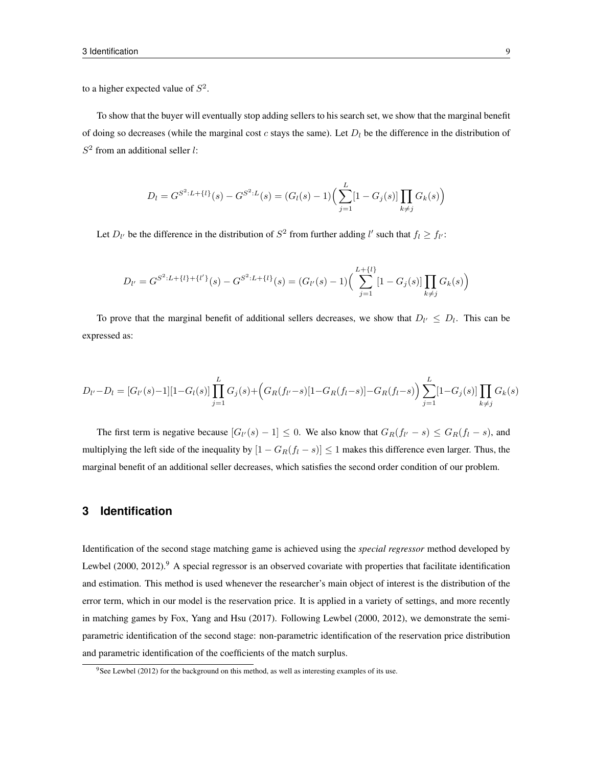to a higher expected value of $S^2$.

To show that the buyer will eventually stop adding sellers to his search set, we show that the marginal benefit of doing so decreases (while the marginal cost $c$ stays the same). Let $D_l$ be the difference in the distribution of $S^2$ from an additional seller $l$:

$$D_l = G^{S^2:L+\{l\}}(s) - G^{S^2:L}(s) = (G_l(s) - 1)\Big(\sum_{j=1}^{L}[1 - G_j(s)]\prod_{k\neq j} G_k(s)\Big)$$

Let $D_{l'}$ be the difference in the distribution of $S^2$ from further adding $l'$ such that $f_l \geq f_{l'}$:

$$D_{l'} = G^{S^2:L+\{l\}+\{l'\}}(s) - G^{S^2:L+\{l\}}(s) = (G_{l'}(s) - 1)\Big(\sum_{j=1}^{L+\{l\}}[1 - G_j(s)]\prod_{k\neq j} G_k(s)\Big)$$

To prove that the marginal benefit of additional sellers decreases, we show that $D_{l'} \leq D_l$. This can be expressed as:

$$D_{l'} - D_l = [G_{l'}(s) - 1][1 - G_l(s)]\prod_{j=1}^{L} G_j(s) + \Big(G_R(f_{l'} - s)[1 - G_R(f_l - s)] - G_R(f_l - s)\Big)\sum_{j=1}^{L}[1 - G_j(s)]\prod_{k\neq j} G_k(s)$$

The first term is negative because $[G_{l'}(s) - 1] \leq 0$. We also know that $G_R(f_{l'} - s) \leq G_R(f_l - s)$, and multiplying the left side of the inequality by $[1 - G_R(f_l - s)] \leq 1$ makes this difference even larger. Thus, the marginal benefit of an additional seller decreases, which satisfies the second order condition of our problem.

## 3 Identification

Identification of the second stage matching game is achieved using the *special regressor* method developed by Lewbel (2000, 2012).[9] A special regressor is an observed covariate with properties that facilitate identification and estimation. This method is used whenever the researcher's main object of interest is the distribution of the error term, which in our model is the reservation price. It is applied in a variety of settings, and more recently in matching games by Fox, Yang and Hsu (2017). Following Lewbel (2000, 2012), we demonstrate the semi-parametric identification of the second stage: non-parametric identification of the reservation price distribution and parametric identification of the coefficients of the match surplus.

[9] See Lewbel (2012) for the background on this method, as well as interesting examples of its use.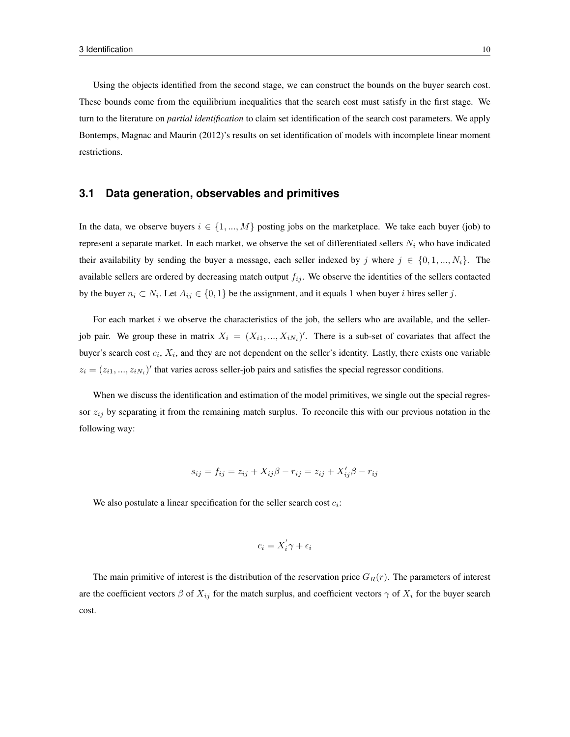Using the objects identified from the second stage, we can construct the bounds on the buyer search cost. These bounds come from the equilibrium inequalities that the search cost must satisfy in the first stage. We turn to the literature on *partial identification* to claim set identification of the search cost parameters. We apply Bontemps, Magnac and Maurin (2012)'s results on set identification of models with incomplete linear moment restrictions.

## 3.1 Data generation, observables and primitives

In the data, we observe buyers $i \in \{1, ..., M\}$ posting jobs on the marketplace. We take each buyer (job) to represent a separate market. In each market, we observe the set of differentiated sellers $N_i$ who have indicated their availability by sending the buyer a message, each seller indexed by $j$ where $j \in \{0, 1, ..., N_i\}$. The available sellers are ordered by decreasing match output $f_{ij}$. We observe the identities of the sellers contacted by the buyer $n_i \subset N_i$. Let $A_{ij} \in \{0, 1\}$ be the assignment, and it equals 1 when buyer $i$ hires seller $j$.

For each market $i$ we observe the characteristics of the job, the sellers who are available, and the seller-job pair. We group these in matrix $X_i = (X_{i1}, ..., X_{iN_i})'$. There is a sub-set of covariates that affect the buyer's search cost $c_i$, $X_i$, and they are not dependent on the seller's identity. Lastly, there exists one variable $z_i = (z_{i1}, ..., z_{iN_i})'$ that varies across seller-job pairs and satisfies the special regressor conditions.

When we discuss the identification and estimation of the model primitives, we single out the special regressor $z_{ij}$ by separating it from the remaining match surplus. To reconcile this with our previous notation in the following way:

$$s_{ij} = f_{ij} = z_{ij} + X_{ij}\beta - r_{ij} = z_{ij} + X_{ij}'\beta - r_{ij}$$

We also postulate a linear specification for the seller search cost $c_i$:

$$c_i = X_i^{'}\gamma + \epsilon_i$$

The main primitive of interest is the distribution of the reservation price $G_R(r)$. The parameters of interest are the coefficient vectors $\beta$ of $X_{ij}$ for the match surplus, and coefficient vectors $\gamma$ of $X_i$ for the buyer search cost.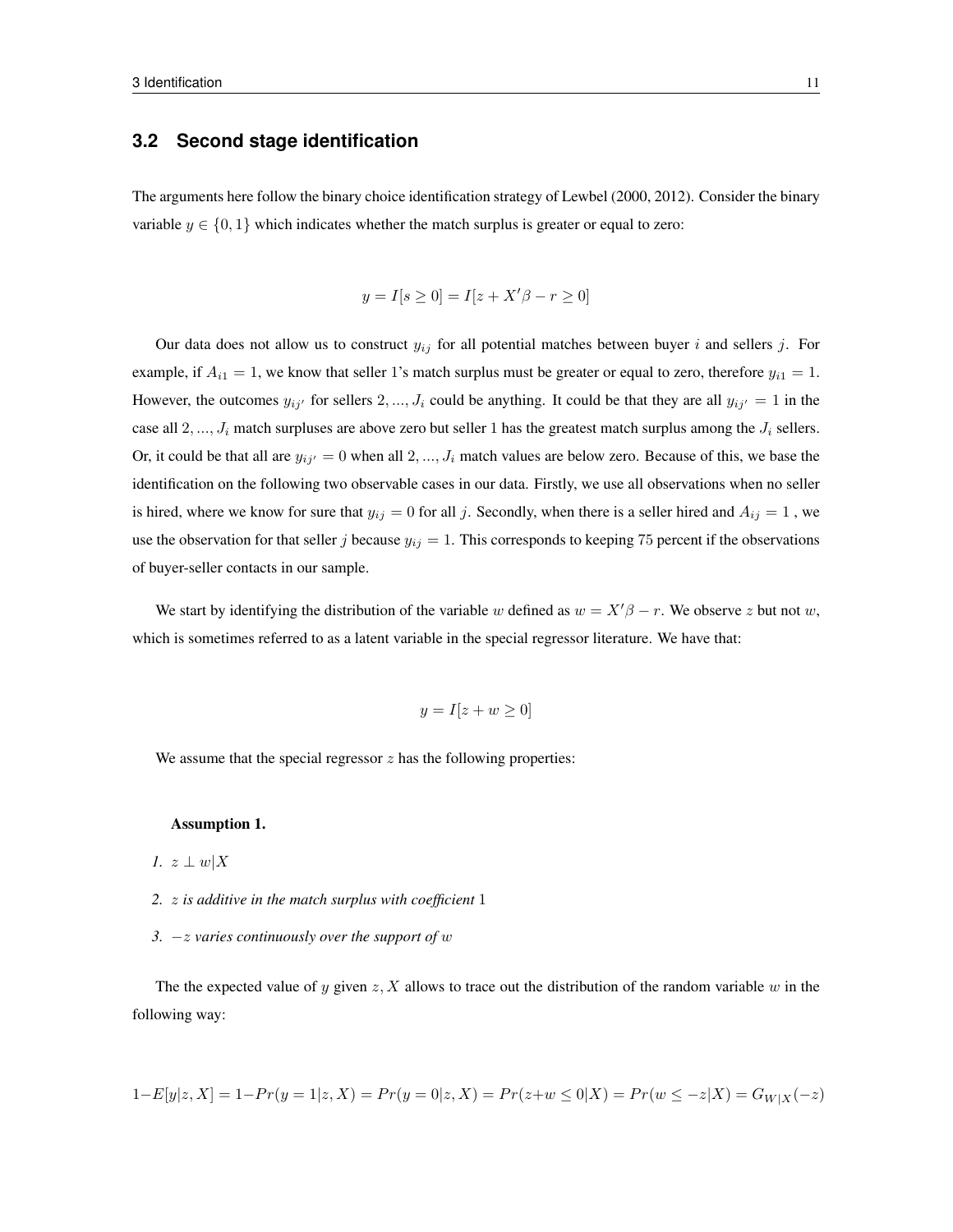## 3.2 Second stage identification

The arguments here follow the binary choice identification strategy of Lewbel (2000, 2012). Consider the binary variable $y \in \{0, 1\}$ which indicates whether the match surplus is greater or equal to zero:

$$y = I[s \geq 0] = I[z + X'\beta - r \geq 0]$$

Our data does not allow us to construct $y_{ij}$ for all potential matches between buyer $i$ and sellers $j$. For example, if $A_{i1} = 1$, we know that seller 1's match surplus must be greater or equal to zero, therefore $y_{i1} = 1$. However, the outcomes $y_{ij'}$ for sellers $2, ..., J_i$ could be anything. It could be that they are all $y_{ij'} = 1$ in the case all $2, ..., J_i$ match surpluses are above zero but seller 1 has the greatest match surplus among the $J_i$ sellers. Or, it could be that all are $y_{ij'} = 0$ when all $2, ..., J_i$ match values are below zero. Because of this, we base the identification on the following two observable cases in our data. Firstly, we use all observations when no seller is hired, where we know for sure that $y_{ij} = 0$ for all $j$. Secondly, when there is a seller hired and $A_{ij} = 1$ , we use the observation for that seller $j$ because $y_{ij} = 1$. This corresponds to keeping 75 percent if the observations of buyer-seller contacts in our sample.

We start by identifying the distribution of the variable $w$ defined as $w = X'\beta - r$. We observe $z$ but not $w$, which is sometimes referred to as a latent variable in the special regressor literature. We have that:

$$y = I[z + w \geq 0]$$

We assume that the special regressor $z$ has the following properties:

**Assumption 1.**

1. $z \perp w | X$
2. *$z$ is additive in the match surplus with coefficient* $1$
3. *$-z$ varies continuously over the support of $w$*

The the expected value of $y$ given $z, X$ allows to trace out the distribution of the random variable $w$ in the following way:

$$1 - E[y|z, X] = 1 - Pr(y = 1|z, X) = Pr(y = 0|z, X) = Pr(z + w \leq 0|X) = Pr(w \leq -z|X) = G_{W|X}(-z)$$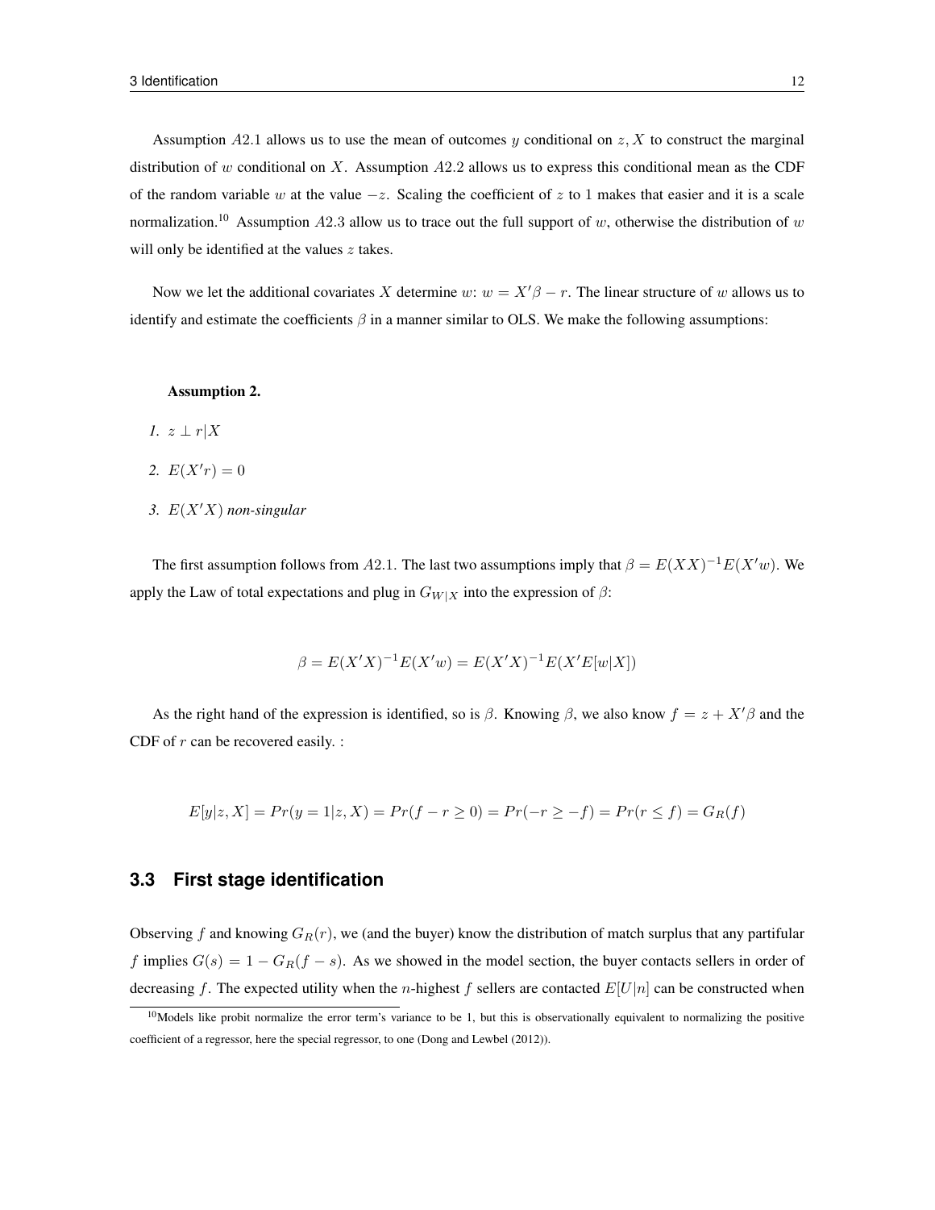Assumption $A2.1$ allows us to use the mean of outcomes $y$ conditional on $z, X$ to construct the marginal distribution of $w$ conditional on $X$. Assumption $A2.2$ allows us to express this conditional mean as the CDF of the random variable $w$ at the value $-z$. Scaling the coefficient of $z$ to 1 makes that easier and it is a scale normalization.[10] Assumption $A2.3$ allow us to trace out the full support of $w$, otherwise the distribution of $w$ will only be identified at the values $z$ takes.

Now we let the additional covariates $X$ determine $w$: $w = X'\beta - r$. The linear structure of $w$ allows us to identify and estimate the coefficients $\beta$ in a manner similar to OLS. We make the following assumptions:

**Assumption 2.**

1. $z \perp r|X$
2. $E(X'r) = 0$
3. $E(X'X)$ *non-singular*

The first assumption follows from $A2.1$. The last two assumptions imply that $\beta = E(XX)^{-1}E(X'w)$. We apply the Law of total expectations and plug in $G_{W|X}$ into the expression of $\beta$:

$$\beta = E(X'X)^{-1}E(X'w) = E(X'X)^{-1}E(X'E[w|X])$$

As the right hand of the expression is identified, so is $\beta$. Knowing $\beta$, we also know $f = z + X'\beta$ and the CDF of $r$ can be recovered easily. :

$$E[y|z, X] = Pr(y = 1|z, X) = Pr(f - r \geq 0) = Pr(-r \geq -f) = Pr(r \leq f) = G_R(f)$$

## 3.3 First stage identification

Observing $f$ and knowing $G_R(r)$, we (and the buyer) know the distribution of match surplus that any partifular $f$ implies $G(s) = 1 - G_R(f - s)$. As we showed in the model section, the buyer contacts sellers in order of decreasing $f$. The expected utility when the $n$-highest $f$ sellers are contacted $E[U|n]$ can be constructed when

[10] Models like probit normalize the error term's variance to be 1, but this is observationally equivalent to normalizing the positive coefficient of a regressor, here the special regressor, to one (Dong and Lewbel (2012)).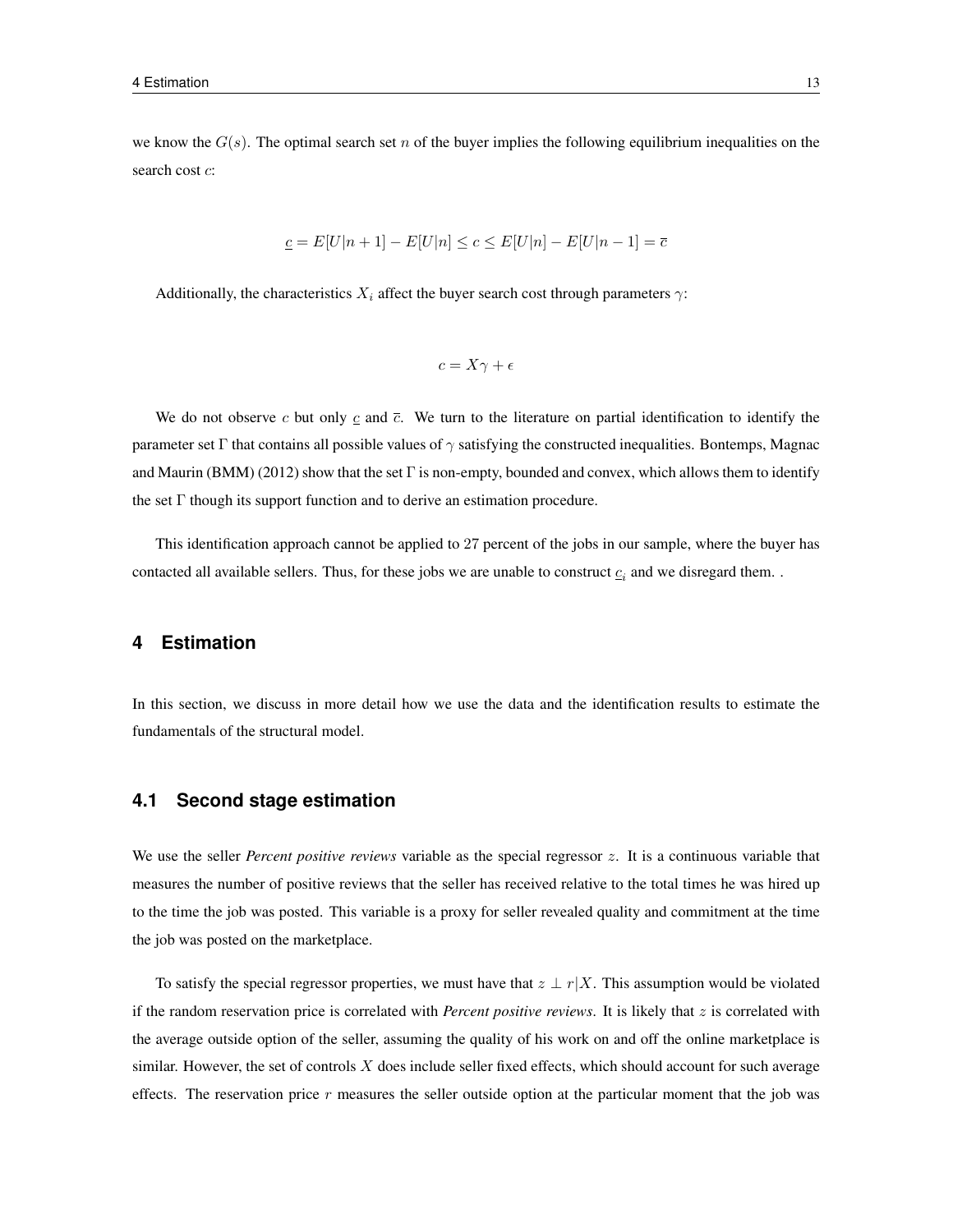we know the $G(s)$. The optimal search set $n$ of the buyer implies the following equilibrium inequalities on the search cost $c$:

$$\underline{c} = E[U|n+1] - E[U|n] \leq c \leq E[U|n] - E[U|n-1] = \overline{c}$$

Additionally, the characteristics $X_i$ affect the buyer search cost through parameters $\gamma$:

$$c = X\gamma + \epsilon$$

We do not observe $c$ but only $\underline{c}$ and $\overline{c}$. We turn to the literature on partial identification to identify the parameter set $\Gamma$ that contains all possible values of $\gamma$ satisfying the constructed inequalities. Bontemps, Magnac and Maurin (BMM) (2012) show that the set $\Gamma$ is non-empty, bounded and convex, which allows them to identify the set $\Gamma$ though its support function and to derive an estimation procedure.

This identification approach cannot be applied to 27 percent of the jobs in our sample, where the buyer has contacted all available sellers. Thus, for these jobs we are unable to construct $\underline{c}_i$ and we disregard them. .

# 4 Estimation

In this section, we discuss in more detail how we use the data and the identification results to estimate the fundamentals of the structural model.

## 4.1 Second stage estimation

We use the seller *Percent positive reviews* variable as the special regressor $z$. It is a continuous variable that measures the number of positive reviews that the seller has received relative to the total times he was hired up to the time the job was posted. This variable is a proxy for seller revealed quality and commitment at the time the job was posted on the marketplace.

To satisfy the special regressor properties, we must have that $z \perp r|X$. This assumption would be violated if the random reservation price is correlated with *Percent positive reviews*. It is likely that $z$ is correlated with the average outside option of the seller, assuming the quality of his work on and off the online marketplace is similar. However, the set of controls $X$ does include seller fixed effects, which should account for such average effects. The reservation price $r$ measures the seller outside option at the particular moment that the job was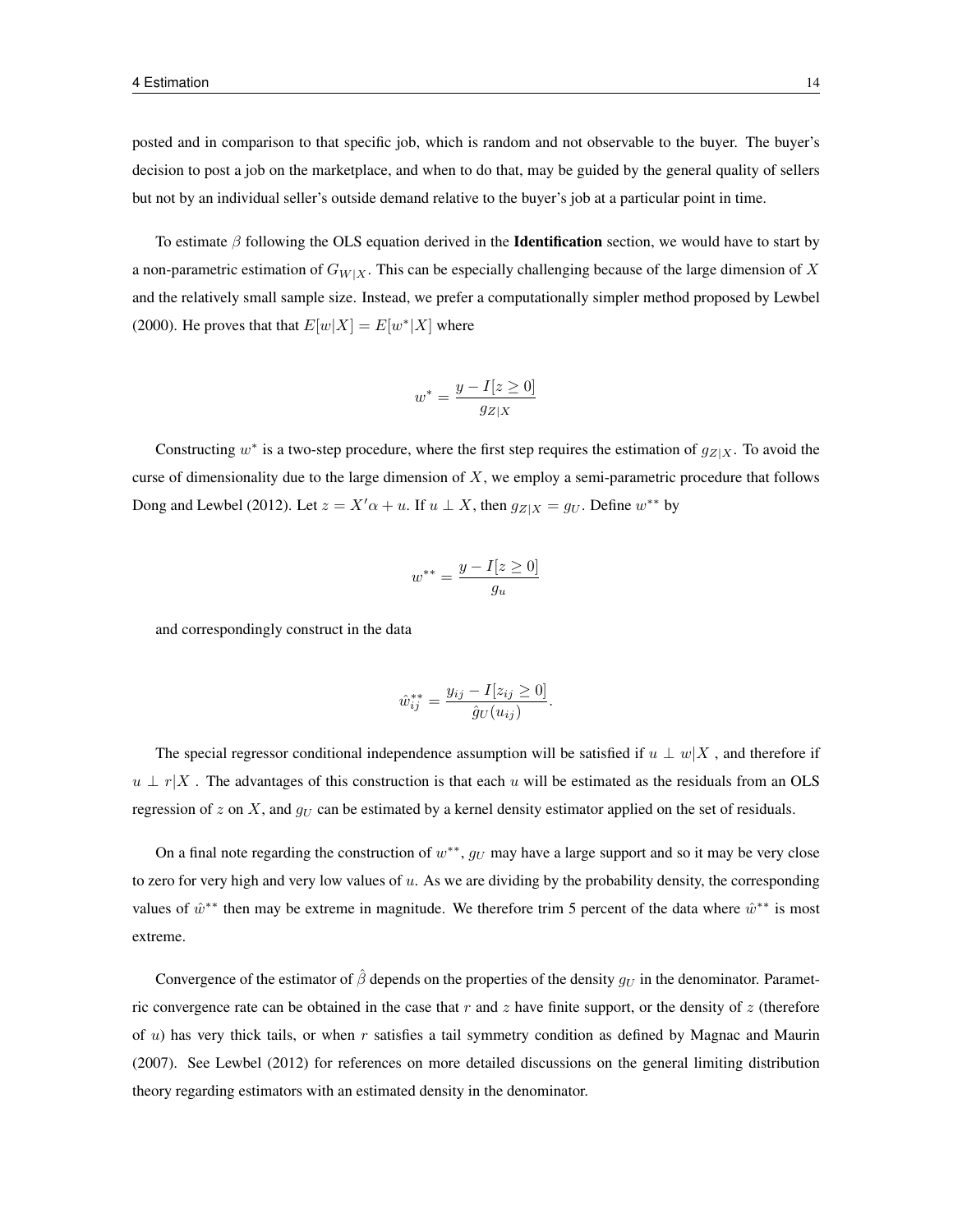posted and in comparison to that specific job, which is random and not observable to the buyer. The buyer's decision to post a job on the marketplace, and when to do that, may be guided by the general quality of sellers but not by an individual seller's outside demand relative to the buyer's job at a particular point in time.

To estimate $\beta$ following the OLS equation derived in the **Identification** section, we would have to start by a non-parametric estimation of $G_{W|X}$. This can be especially challenging because of the large dimension of $X$ and the relatively small sample size. Instead, we prefer a computationally simpler method proposed by Lewbel (2000). He proves that that $E[w|X] = E[w^*|X]$ where

$$w^* = \frac{y - I[z \geq 0]}{g_{Z|X}}$$

Constructing $w^*$ is a two-step procedure, where the first step requires the estimation of $g_{Z|X}$. To avoid the curse of dimensionality due to the large dimension of $X$, we employ a semi-parametric procedure that follows Dong and Lewbel (2012). Let $z = X'\alpha + u$. If $u \perp X$, then $g_{Z|X} = g_U$. Define $w^{**}$ by

$$w^{**} = \frac{y - I[z \geq 0]}{g_u}$$

and correspondingly construct in the data

$$\hat{w}^{**}_{ij} = \frac{y_{ij} - I[z_{ij} \geq 0]}{\hat{g}_U(u_{ij})}.$$

The special regressor conditional independence assumption will be satisfied if $u \perp w|X$ , and therefore if $u \perp r|X$ . The advantages of this construction is that each $u$ will be estimated as the residuals from an OLS regression of $z$ on $X$, and $g_U$ can be estimated by a kernel density estimator applied on the set of residuals.

On a final note regarding the construction of $w^{**}$, $g_U$ may have a large support and so it may be very close to zero for very high and very low values of $u$. As we are dividing by the probability density, the corresponding values of $\hat{w}^{**}$ then may be extreme in magnitude. We therefore trim 5 percent of the data where $\hat{w}^{**}$ is most extreme.

Convergence of the estimator of $\hat{\beta}$ depends on the properties of the density $g_U$ in the denominator. Parametric convergence rate can be obtained in the case that $r$ and $z$ have finite support, or the density of $z$ (therefore of $u$) has very thick tails, or when $r$ satisfies a tail symmetry condition as defined by Magnac and Maurin (2007). See Lewbel (2012) for references on more detailed discussions on the general limiting distribution theory regarding estimators with an estimated density in the denominator.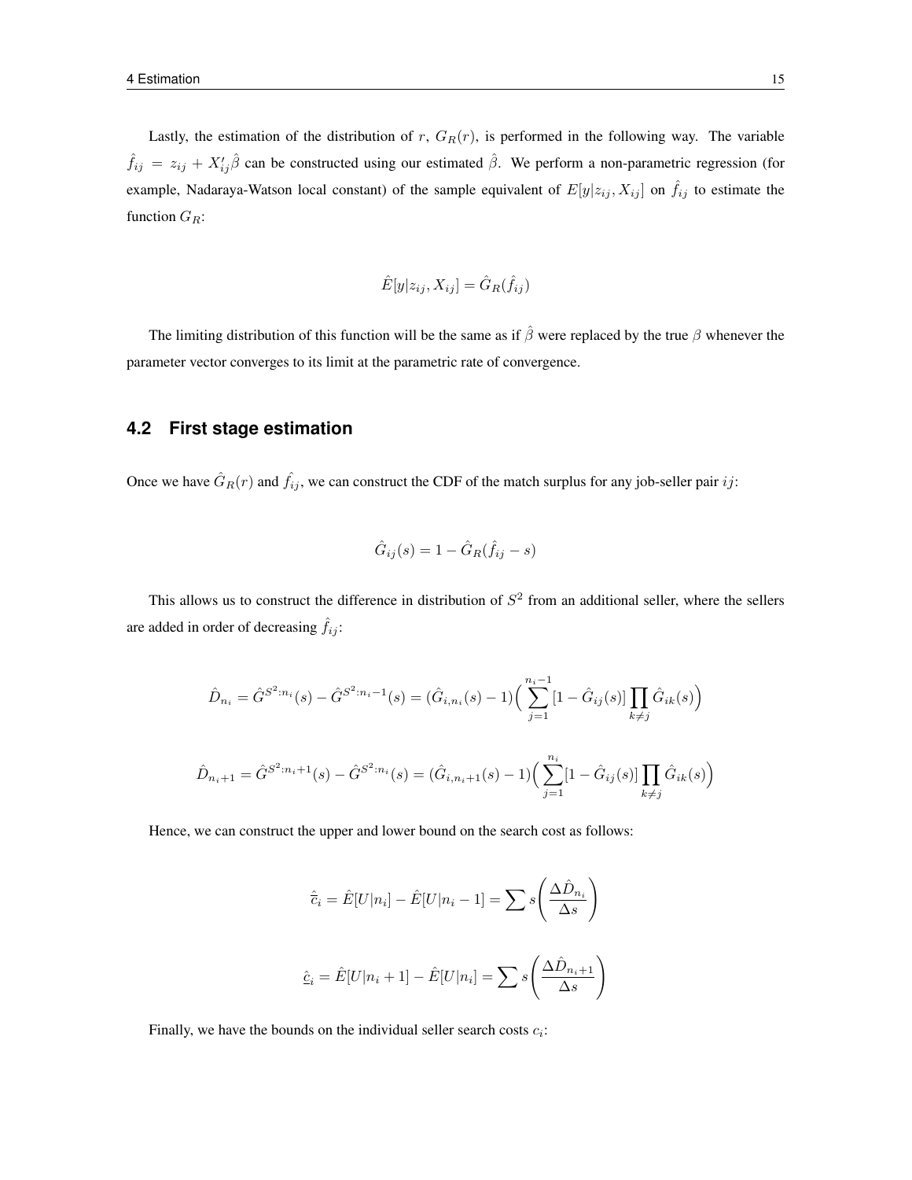Lastly, the estimation of the distribution of $r$, $G_R(r)$, is performed in the following way. The variable $\hat{f}_{ij} = z_{ij} + X_{ij}'\hat{\beta}$ can be constructed using our estimated $\hat{\beta}$. We perform a non-parametric regression (for example, Nadaraya-Watson local constant) of the sample equivalent of $E[y|z_{ij}, X_{ij}]$ on $\hat{f}_{ij}$ to estimate the function $G_R$:

$$\hat{E}[y|z_{ij}, X_{ij}] = \hat{G}_R(\hat{f}_{ij})$$

The limiting distribution of this function will be the same as if $\hat{\beta}$ were replaced by the true $\beta$ whenever the parameter vector converges to its limit at the parametric rate of convergence.

## 4.2 First stage estimation

Once we have $\hat{G}_R(r)$ and $\hat{f}_{ij}$, we can construct the CDF of the match surplus for any job-seller pair $ij$:

$$\hat{G}_{ij}(s) = 1 - \hat{G}_R(\hat{f}_{ij} - s)$$

This allows us to construct the difference in distribution of $S^2$ from an additional seller, where the sellers are added in order of decreasing $\hat{f}_{ij}$:

$$\hat{D}_{n_i} = \hat{G}^{S^2:n_i}(s) - \hat{G}^{S^2:n_i-1}(s) = (\hat{G}_{i,n_i}(s) - 1)\Big(\sum_{j=1}^{n_i-1}[1 - \hat{G}_{ij}(s)]\prod_{k \neq j}\hat{G}_{ik}(s)\Big)$$

$$\hat{D}_{n_i+1} = \hat{G}^{S^2:n_i+1}(s) - \hat{G}^{S^2:n_i}(s) = (\hat{G}_{i,n_i+1}(s) - 1)\Big(\sum_{j=1}^{n_i}[1 - \hat{G}_{ij}(s)]\prod_{k \neq j}\hat{G}_{ik}(s)\Big)$$

Hence, we can construct the upper and lower bound on the search cost as follows:

$$\hat{\bar{c}}_i = \hat{E}[U|n_i] - \hat{E}[U|n_i - 1] = \sum s\left(\frac{\Delta \hat{D}_{n_i}}{\Delta s}\right)$$

$$\hat{\underline{c}}_i = \hat{E}[U|n_i + 1] - \hat{E}[U|n_i] = \sum s\left(\frac{\Delta \hat{D}_{n_i+1}}{\Delta s}\right)$$

Finally, we have the bounds on the individual seller search costs $c_i$: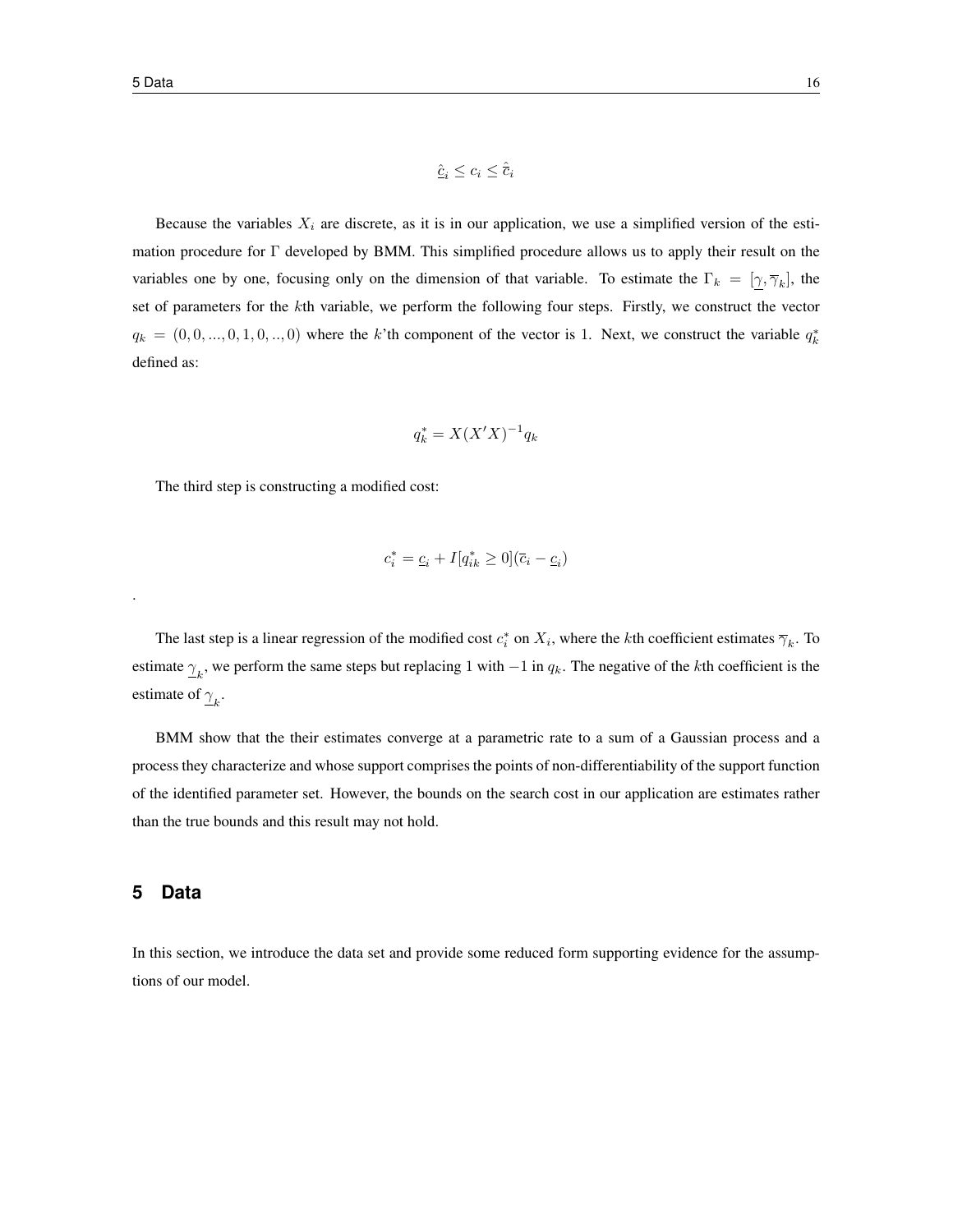$$\hat{\underline{c}}_i \leq c_i \leq \hat{\overline{c}}_i$$

Because the variables $X_i$ are discrete, as it is in our application, we use a simplified version of the estimation procedure for $\Gamma$ developed by BMM. This simplified procedure allows us to apply their result on the variables one by one, focusing only on the dimension of that variable. To estimate the $\Gamma_k = [\underline{\gamma}, \overline{\gamma}_k]$, the set of parameters for the $k$th variable, we perform the following four steps. Firstly, we construct the vector $q_k = (0, 0, ..., 0, 1, 0, .., 0)$ where the $k$'th component of the vector is 1. Next, we construct the variable $q_k^*$ defined as:

$$q_k^* = X(X'X)^{-1}q_k$$

The third step is constructing a modified cost:

$$c_i^* = \underline{c}_i + I[q_{ik}^* \geq 0](\overline{c}_i - \underline{c}_i)$$

.

The last step is a linear regression of the modified cost $c_i^*$ on $X_i$, where the $k$th coefficient estimates $\overline{\gamma}_k$. To estimate $\underline{\gamma}_k$, we perform the same steps but replacing 1 with $-1$ in $q_k$. The negative of the $k$th coefficient is the estimate of $\underline{\gamma}_k$.

BMM show that the their estimates converge at a parametric rate to a sum of a Gaussian process and a process they characterize and whose support comprises the points of non-differentiability of the support function of the identified parameter set. However, the bounds on the search cost in our application are estimates rather than the true bounds and this result may not hold.

## 5 Data

In this section, we introduce the data set and provide some reduced form supporting evidence for the assumptions of our model.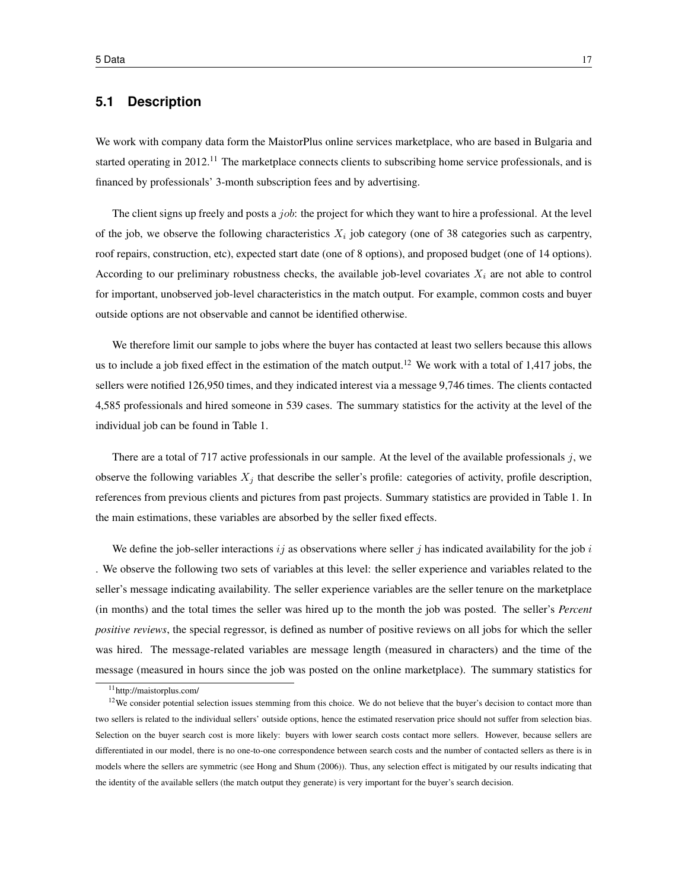## 5.1 Description

We work with company data form the MaistorPlus online services marketplace, who are based in Bulgaria and started operating in 2012.[11] The marketplace connects clients to subscribing home service professionals, and is financed by professionals' 3-month subscription fees and by advertising.

The client signs up freely and posts a $job$: the project for which they want to hire a professional. At the level of the job, we observe the following characteristics $X_i$ job category (one of 38 categories such as carpentry, roof repairs, construction, etc), expected start date (one of 8 options), and proposed budget (one of 14 options). According to our preliminary robustness checks, the available job-level covariates $X_i$ are not able to control for important, unobserved job-level characteristics in the match output. For example, common costs and buyer outside options are not observable and cannot be identified otherwise.

We therefore limit our sample to jobs where the buyer has contacted at least two sellers because this allows us to include a job fixed effect in the estimation of the match output.[12] We work with a total of 1,417 jobs, the sellers were notified 126,950 times, and they indicated interest via a message 9,746 times. The clients contacted 4,585 professionals and hired someone in 539 cases. The summary statistics for the activity at the level of the individual job can be found in Table 1.

There are a total of 717 active professionals in our sample. At the level of the available professionals $j$, we observe the following variables $X_j$ that describe the seller's profile: categories of activity, profile description, references from previous clients and pictures from past projects. Summary statistics are provided in Table 1. In the main estimations, these variables are absorbed by the seller fixed effects.

We define the job-seller interactions $ij$ as observations where seller $j$ has indicated availability for the job $i$ . We observe the following two sets of variables at this level: the seller experience and variables related to the seller's message indicating availability. The seller experience variables are the seller tenure on the marketplace (in months) and the total times the seller was hired up to the month the job was posted. The seller's *Percent positive reviews*, the special regressor, is defined as number of positive reviews on all jobs for which the seller was hired. The message-related variables are message length (measured in characters) and the time of the message (measured in hours since the job was posted on the online marketplace). The summary statistics for

[11] http://maistorplus.com/

[12] We consider potential selection issues stemming from this choice. We do not believe that the buyer's decision to contact more than two sellers is related to the individual sellers' outside options, hence the estimated reservation price should not suffer from selection bias. Selection on the buyer search cost is more likely: buyers with lower search costs contact more sellers. However, because sellers are differentiated in our model, there is no one-to-one correspondence between search costs and the number of contacted sellers as there is in models where the sellers are symmetric (see Hong and Shum (2006)). Thus, any selection effect is mitigated by our results indicating that the identity of the available sellers (the match output they generate) is very important for the buyer's search decision.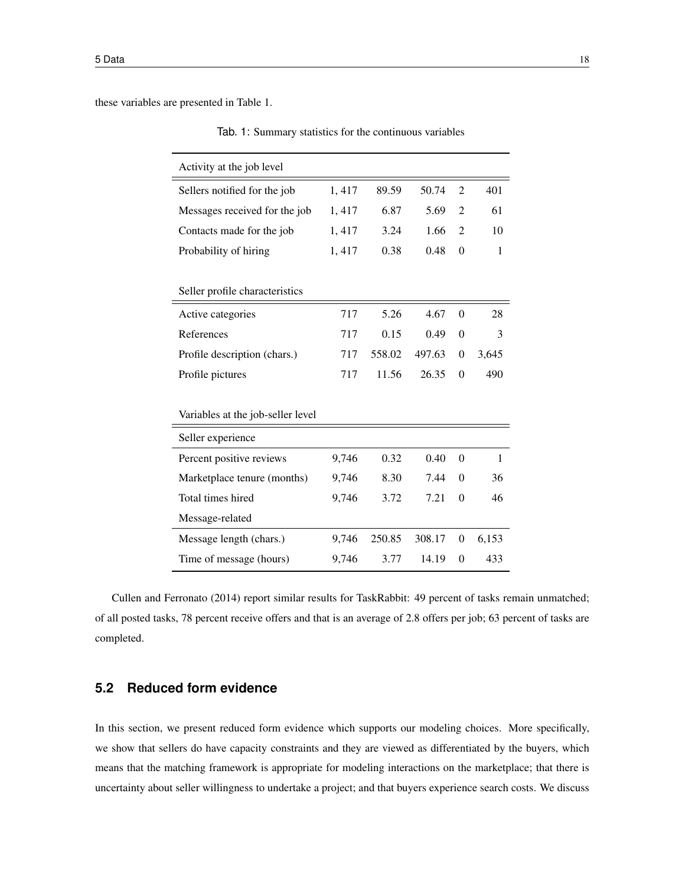these variables are presented in Table 1.

Tab. 1: Summary statistics for the continuous variables

| Activity at the job level | | | | | |
|---|---|---|---|---|---|
| Sellers notified for the job | 1, 417 | 89.59 | 50.74 | 2 | 401 |
| Messages received for the job | 1, 417 | 6.87 | 5.69 | 2 | 61 |
| Contacts made for the job | 1, 417 | 3.24 | 1.66 | 2 | 10 |
| Probability of hiring | 1, 417 | 0.38 | 0.48 | 0 | 1 |
| | | | | | |
| **Seller profile characteristics** | | | | | |
| Active categories | 717 | 5.26 | 4.67 | 0 | 28 |
| References | 717 | 0.15 | 0.49 | 0 | 3 |
| Profile description (chars.) | 717 | 558.02 | 497.63 | 0 | 3,645 |
| Profile pictures | 717 | 11.56 | 26.35 | 0 | 490 |
| | | | | | |
| **Variables at the job-seller level** | | | | | |
| Seller experience | | | | | |
| Percent positive reviews | 9,746 | 0.32 | 0.40 | 0 | 1 |
| Marketplace tenure (months) | 9,746 | 8.30 | 7.44 | 0 | 36 |
| Total times hired | 9,746 | 3.72 | 7.21 | 0 | 46 |
| Message-related | | | | | |
| Message length (chars.) | 9,746 | 250.85 | 308.17 | 0 | 6,153 |
| Time of message (hours) | 9,746 | 3.77 | 14.19 | 0 | 433 |

Cullen and Ferronato (2014) report similar results for TaskRabbit: 49 percent of tasks remain unmatched; of all posted tasks, 78 percent receive offers and that is an average of 2.8 offers per job; 63 percent of tasks are completed.

## 5.2 Reduced form evidence

In this section, we present reduced form evidence which supports our modeling choices. More specifically, we show that sellers do have capacity constraints and they are viewed as differentiated by the buyers, which means that the matching framework is appropriate for modeling interactions on the marketplace; that there is uncertainty about seller willingness to undertake a project; and that buyers experience search costs. We discuss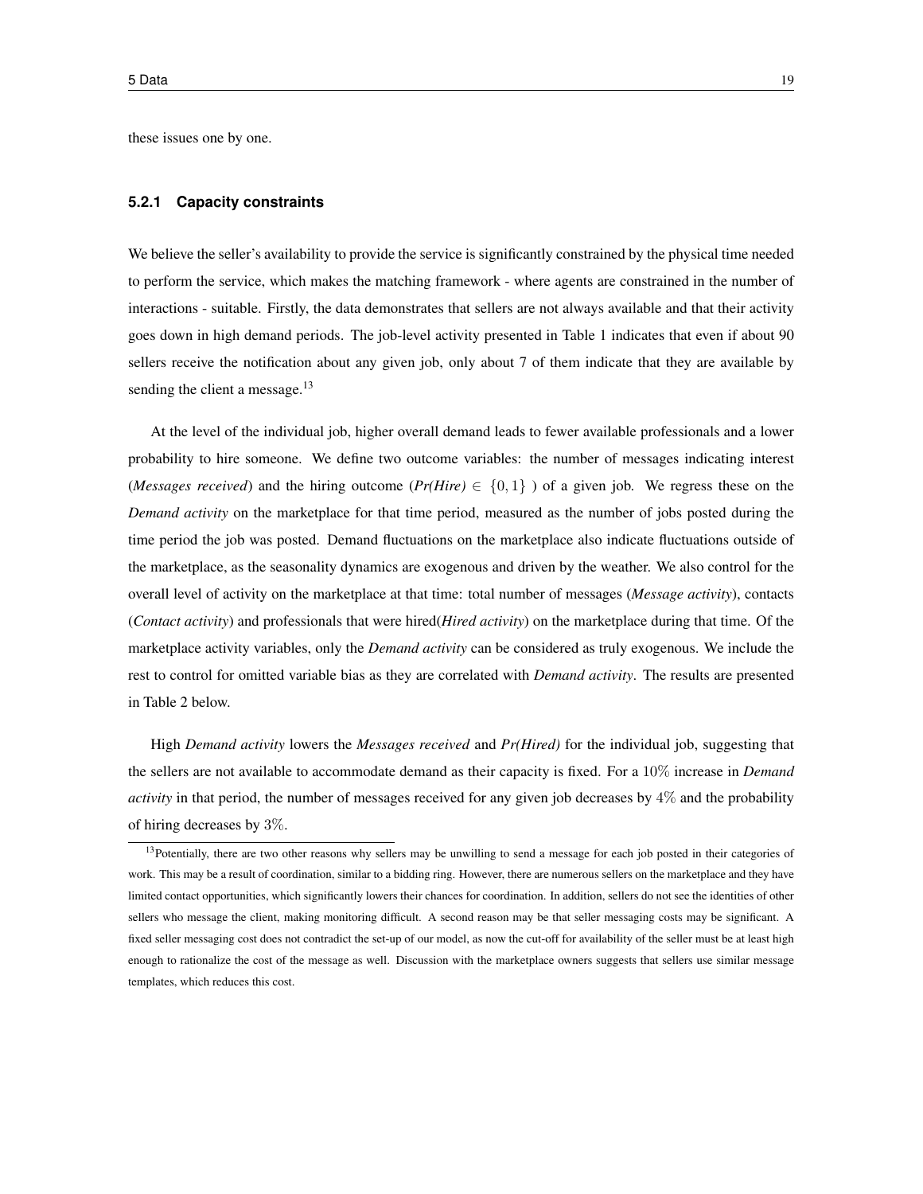these issues one by one.

### 5.2.1 Capacity constraints

We believe the seller's availability to provide the service is significantly constrained by the physical time needed to perform the service, which makes the matching framework - where agents are constrained in the number of interactions - suitable. Firstly, the data demonstrates that sellers are not always available and that their activity goes down in high demand periods. The job-level activity presented in Table 1 indicates that even if about 90 sellers receive the notification about any given job, only about 7 of them indicate that they are available by sending the client a message.[13]

At the level of the individual job, higher overall demand leads to fewer available professionals and a lower probability to hire someone. We define two outcome variables: the number of messages indicating interest (*Messages received*) and the hiring outcome (*Pr(Hire)* $\in \{0,1\}$ ) of a given job. We regress these on the *Demand activity* on the marketplace for that time period, measured as the number of jobs posted during the time period the job was posted. Demand fluctuations on the marketplace also indicate fluctuations outside of the marketplace, as the seasonality dynamics are exogenous and driven by the weather. We also control for the overall level of activity on the marketplace at that time: total number of messages (*Message activity*), contacts (*Contact activity*) and professionals that were hired(*Hired activity*) on the marketplace during that time. Of the marketplace activity variables, only the *Demand activity* can be considered as truly exogenous. We include the rest to control for omitted variable bias as they are correlated with *Demand activity*. The results are presented in Table 2 below.

High *Demand activity* lowers the *Messages received* and *Pr(Hired)* for the individual job, suggesting that the sellers are not available to accommodate demand as their capacity is fixed. For a $10\%$ increase in *Demand activity* in that period, the number of messages received for any given job decreases by $4\%$ and the probability of hiring decreases by $3\%$.

[13] Potentially, there are two other reasons why sellers may be unwilling to send a message for each job posted in their categories of work. This may be a result of coordination, similar to a bidding ring. However, there are numerous sellers on the marketplace and they have limited contact opportunities, which significantly lowers their chances for coordination. In addition, sellers do not see the identities of other sellers who message the client, making monitoring difficult. A second reason may be that seller messaging costs may be significant. A fixed seller messaging cost does not contradict the set-up of our model, as now the cut-off for availability of the seller must be at least high enough to rationalize the cost of the message as well. Discussion with the marketplace owners suggests that sellers use similar message templates, which reduces this cost.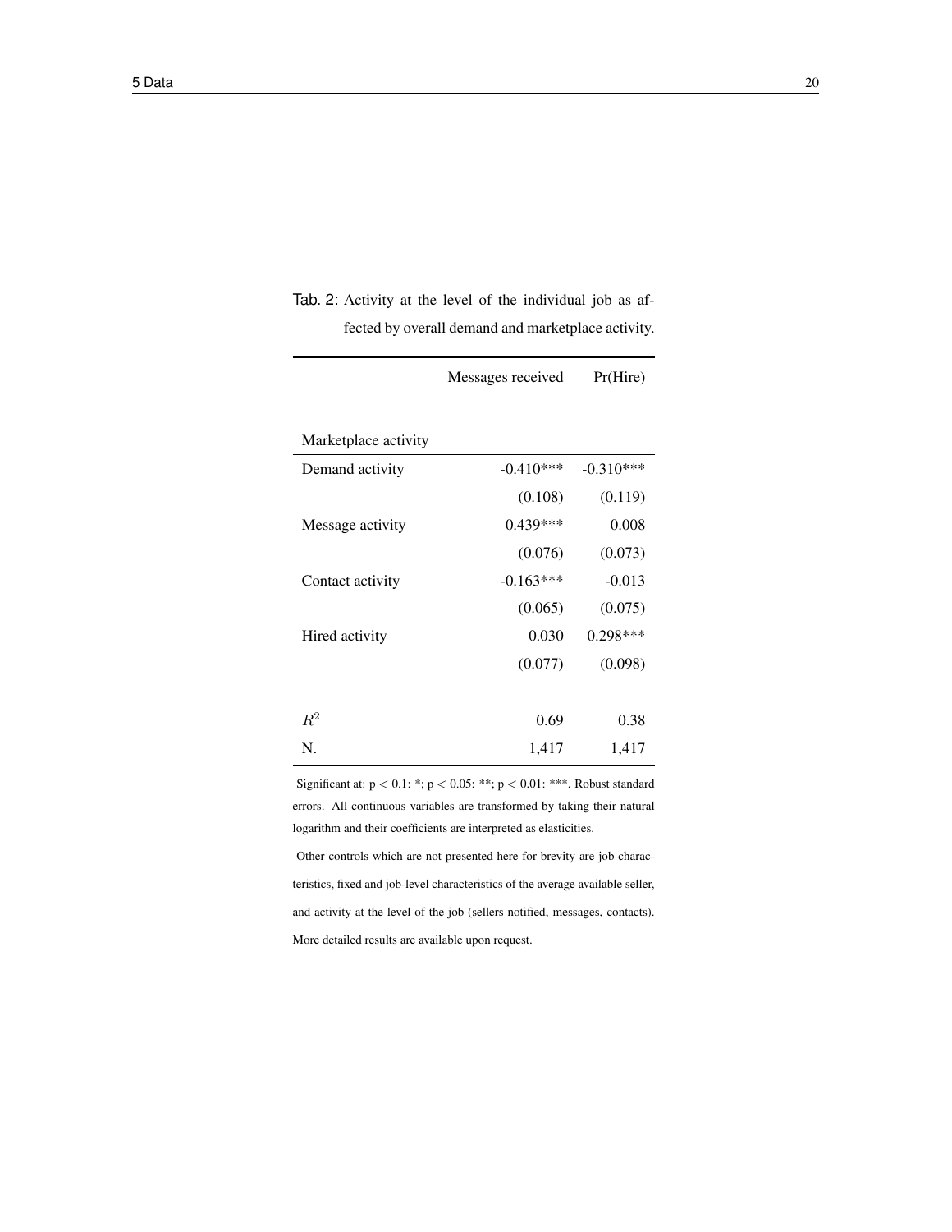Tab. 2: Activity at the level of the individual job as affected by overall demand and marketplace activity.

| | Messages received | Pr(Hire) |
|---|---|---|
| **Marketplace activity** | | |
| Demand activity | -0.410*** | -0.310*** |
| | (0.108) | (0.119) |
| Message activity | 0.439*** | 0.008 |
| | (0.076) | (0.073) |
| Contact activity | -0.163*** | -0.013 |
| | (0.065) | (0.075) |
| Hired activity | 0.030 | 0.298*** |
| | (0.077) | (0.098) |
| $R^2$ | 0.69 | 0.38 |
| N. | 1,417 | 1,417 |

Significant at: $p < 0.1$: *; $p < 0.05$: **; $p < 0.01$: ***. Robust standard errors. All continuous variables are transformed by taking their natural logarithm and their coefficients are interpreted as elasticities.

Other controls which are not presented here for brevity are job characteristics, fixed and job-level characteristics of the average available seller, and activity at the level of the job (sellers notified, messages, contacts). More detailed results are available upon request.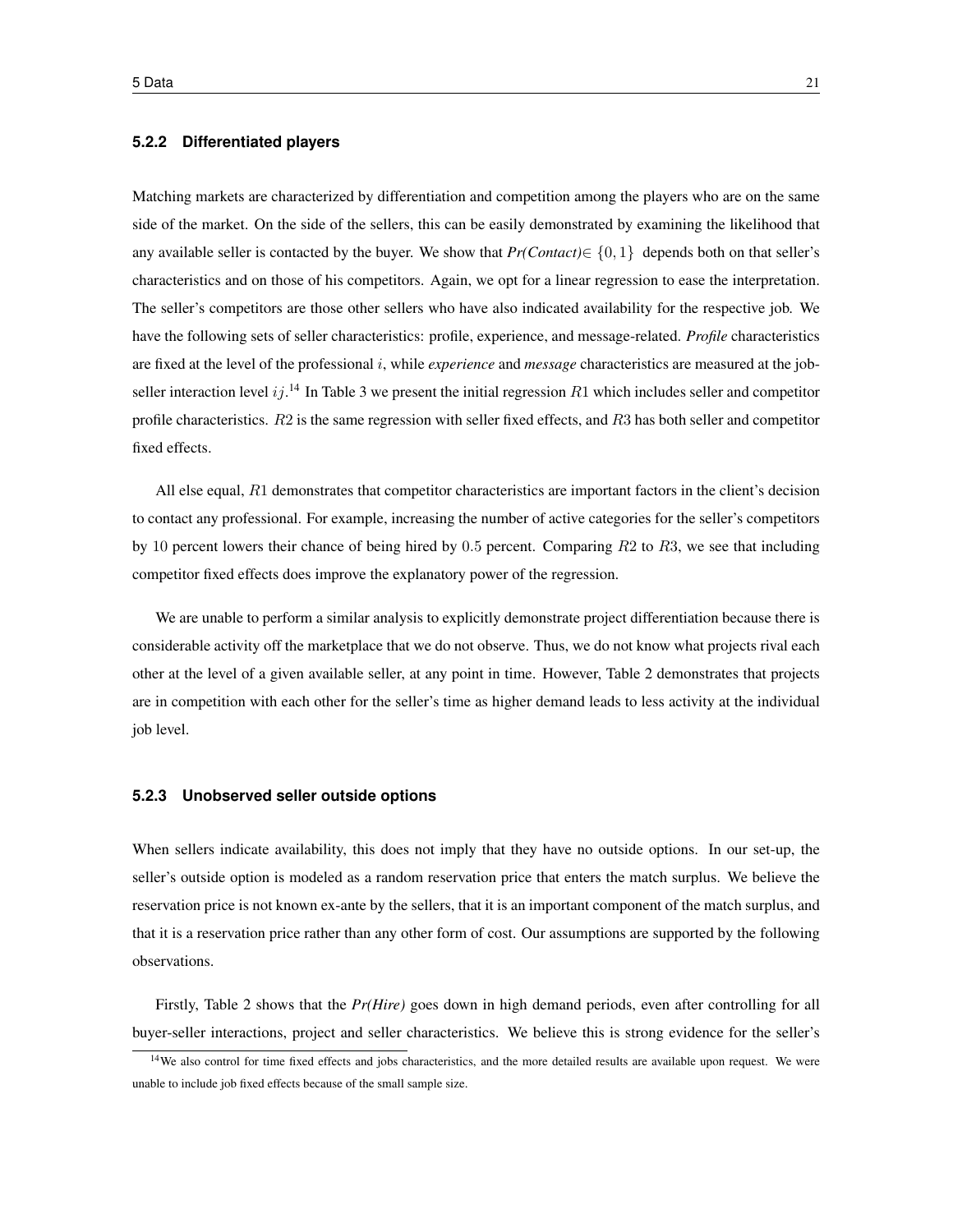### 5.2.2 Differentiated players

Matching markets are characterized by differentiation and competition among the players who are on the same side of the market. On the side of the sellers, this can be easily demonstrated by examining the likelihood that any available seller is contacted by the buyer. We show that *Pr(Contact)*$\in \{0, 1\}$ depends both on that seller's characteristics and on those of his competitors. Again, we opt for a linear regression to ease the interpretation. The seller's competitors are those other sellers who have also indicated availability for the respective job. We have the following sets of seller characteristics: profile, experience, and message-related. *Profile* characteristics are fixed at the level of the professional $i$, while *experience* and *message* characteristics are measured at the job-seller interaction level $ij$.[14] In Table 3 we present the initial regression $R1$ which includes seller and competitor profile characteristics. $R2$ is the same regression with seller fixed effects, and $R3$ has both seller and competitor fixed effects.

All else equal, $R1$ demonstrates that competitor characteristics are important factors in the client's decision to contact any professional. For example, increasing the number of active categories for the seller's competitors by 10 percent lowers their chance of being hired by 0.5 percent. Comparing $R2$ to $R3$, we see that including competitor fixed effects does improve the explanatory power of the regression.

We are unable to perform a similar analysis to explicitly demonstrate project differentiation because there is considerable activity off the marketplace that we do not observe. Thus, we do not know what projects rival each other at the level of a given available seller, at any point in time. However, Table 2 demonstrates that projects are in competition with each other for the seller's time as higher demand leads to less activity at the individual job level.

### 5.2.3 Unobserved seller outside options

When sellers indicate availability, this does not imply that they have no outside options. In our set-up, the seller's outside option is modeled as a random reservation price that enters the match surplus. We believe the reservation price is not known ex-ante by the sellers, that it is an important component of the match surplus, and that it is a reservation price rather than any other form of cost. Our assumptions are supported by the following observations.

Firstly, Table 2 shows that the *Pr(Hire)* goes down in high demand periods, even after controlling for all buyer-seller interactions, project and seller characteristics. We believe this is strong evidence for the seller's

[14] We also control for time fixed effects and jobs characteristics, and the more detailed results are available upon request. We were unable to include job fixed effects because of the small sample size.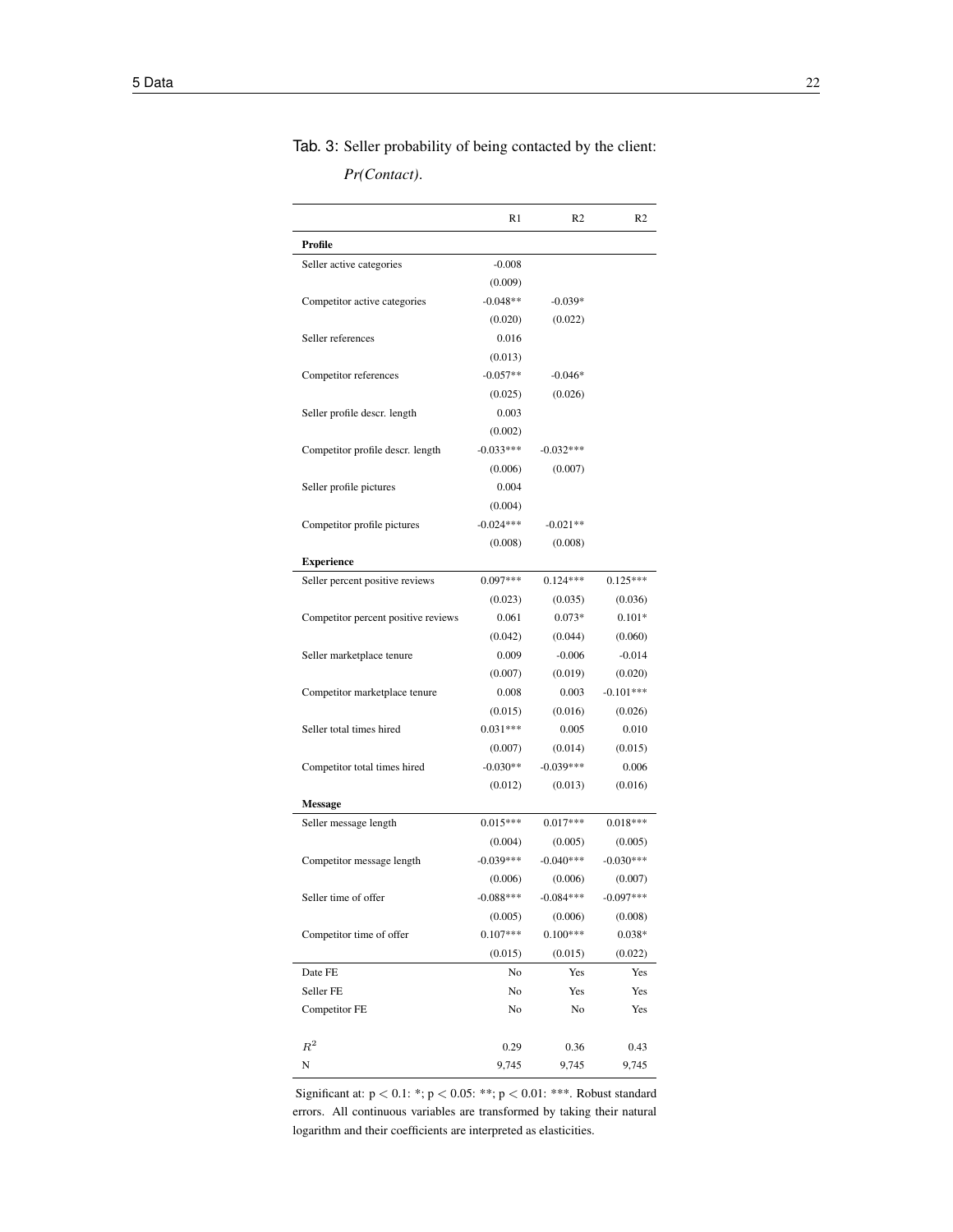Tab. 3: Seller probability of being contacted by the client: *Pr(Contact)*.

| | R1 | R2 | R2 |
|---|---|---|---|
| **Profile** | | | |
| Seller active categories | -0.008 | | |
| | (0.009) | | |
| Competitor active categories | -0.048** | -0.039* | |
| | (0.020) | (0.022) | |
| Seller references | 0.016 | | |
| | (0.013) | | |
| Competitor references | -0.057** | -0.046* | |
| | (0.025) | (0.026) | |
| Seller profile descr. length | 0.003 | | |
| | (0.002) | | |
| Competitor profile descr. length | -0.033*** | -0.032*** | |
| | (0.006) | (0.007) | |
| Seller profile pictures | 0.004 | | |
| | (0.004) | | |
| Competitor profile pictures | -0.024*** | -0.021** | |
| | (0.008) | (0.008) | |
| **Experience** | | | |
| Seller percent positive reviews | 0.097*** | 0.124*** | 0.125*** |
| | (0.023) | (0.035) | (0.036) |
| Competitor percent positive reviews | 0.061 | 0.073* | 0.101* |
| | (0.042) | (0.044) | (0.060) |
| Seller marketplace tenure | 0.009 | -0.006 | -0.014 |
| | (0.007) | (0.019) | (0.020) |
| Competitor marketplace tenure | 0.008 | 0.003 | -0.101*** |
| | (0.015) | (0.016) | (0.026) |
| Seller total times hired | 0.031*** | 0.005 | 0.010 |
| | (0.007) | (0.014) | (0.015) |
| Competitor total times hired | -0.030** | -0.039*** | 0.006 |
| | (0.012) | (0.013) | (0.016) |
| **Message** | | | |
| Seller message length | 0.015*** | 0.017*** | 0.018*** |
| | (0.004) | (0.005) | (0.005) |
| Competitor message length | -0.039*** | -0.040*** | -0.030*** |
| | (0.006) | (0.006) | (0.007) |
| Seller time of offer | -0.088*** | -0.084*** | -0.097*** |
| | (0.005) | (0.006) | (0.008) |
| Competitor time of offer | 0.107*** | 0.100*** | 0.038* |
| | (0.015) | (0.015) | (0.022) |
| Date FE | No | Yes | Yes |
| Seller FE | No | Yes | Yes |
| Competitor FE | No | No | Yes |
| $R^2$ | 0.29 | 0.36 | 0.43 |
| N | 9,745 | 9,745 | 9,745 |

Significant at: $p < 0.1$: *; $p < 0.05$: **; $p < 0.01$: ***. Robust standard errors. All continuous variables are transformed by taking their natural logarithm and their coefficients are interpreted as elasticities.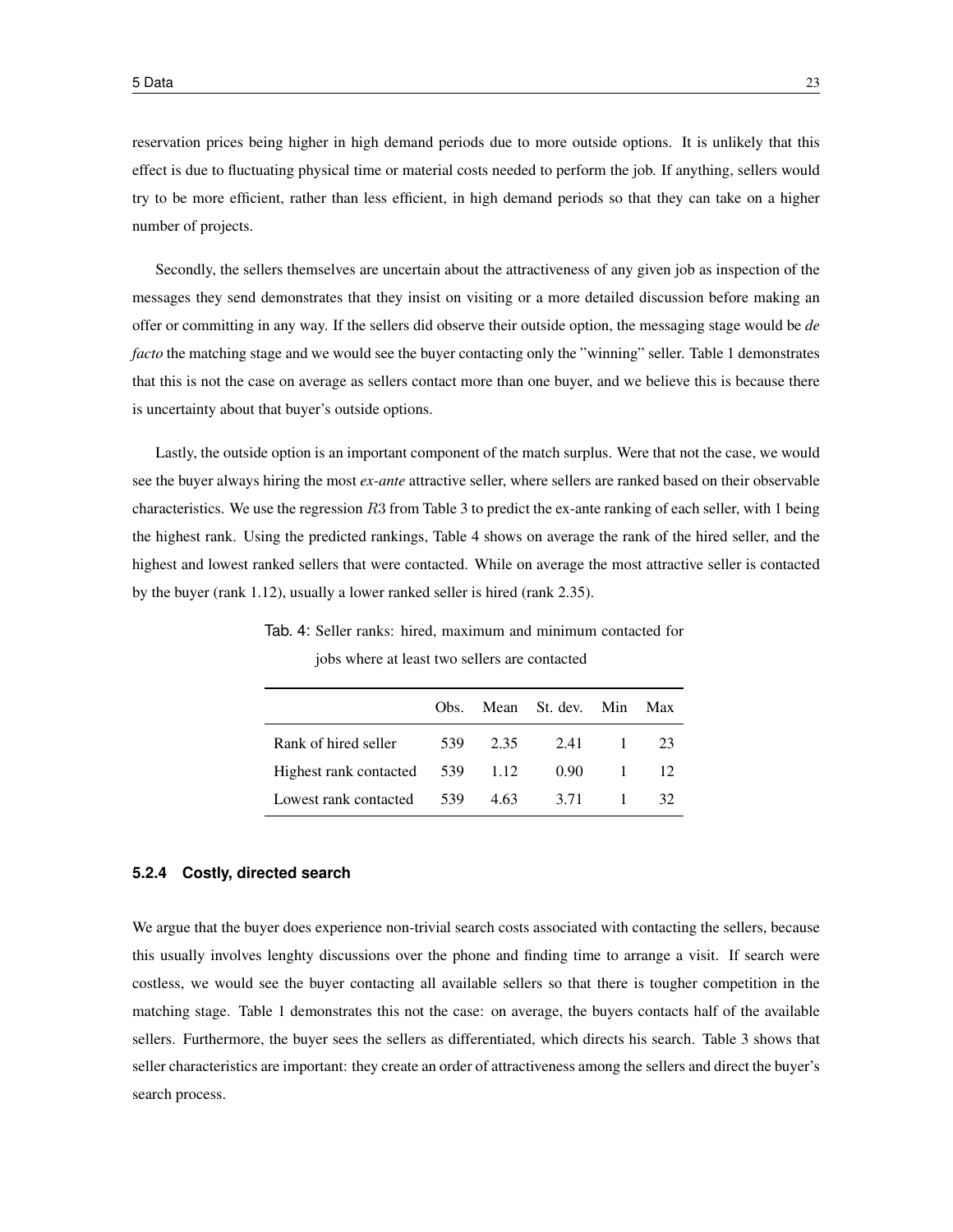reservation prices being higher in high demand periods due to more outside options. It is unlikely that this effect is due to fluctuating physical time or material costs needed to perform the job. If anything, sellers would try to be more efficient, rather than less efficient, in high demand periods so that they can take on a higher number of projects.

Secondly, the sellers themselves are uncertain about the attractiveness of any given job as inspection of the messages they send demonstrates that they insist on visiting or a more detailed discussion before making an offer or committing in any way. If the sellers did observe their outside option, the messaging stage would be *de facto* the matching stage and we would see the buyer contacting only the "winning" seller. Table 1 demonstrates that this is not the case on average as sellers contact more than one buyer, and we believe this is because there is uncertainty about that buyer's outside options.

Lastly, the outside option is an important component of the match surplus. Were that not the case, we would see the buyer always hiring the most *ex-ante* attractive seller, where sellers are ranked based on their observable characteristics. We use the regression $R3$ from Table 3 to predict the ex-ante ranking of each seller, with 1 being the highest rank. Using the predicted rankings, Table 4 shows on average the rank of the hired seller, and the highest and lowest ranked sellers that were contacted. While on average the most attractive seller is contacted by the buyer (rank 1.12), usually a lower ranked seller is hired (rank 2.35).

Tab. 4: Seller ranks: hired, maximum and minimum contacted for jobs where at least two sellers are contacted

| | Obs. | Mean | St. dev. | Min | Max |
|---|---|---|---|---|---|
| Rank of hired seller | 539 | 2.35 | 2.41 | 1 | 23 |
| Highest rank contacted | 539 | 1.12 | 0.90 | 1 | 12 |
| Lowest rank contacted | 539 | 4.63 | 3.71 | 1 | 32 |

#### 5.2.4 Costly, directed search

We argue that the buyer does experience non-trivial search costs associated with contacting the sellers, because this usually involves lenghty discussions over the phone and finding time to arrange a visit. If search were costless, we would see the buyer contacting all available sellers so that there is tougher competition in the matching stage. Table 1 demonstrates this not the case: on average, the buyers contacts half of the available sellers. Furthermore, the buyer sees the sellers as differentiated, which directs his search. Table 3 shows that seller characteristics are important: they create an order of attractiveness among the sellers and direct the buyer's search process.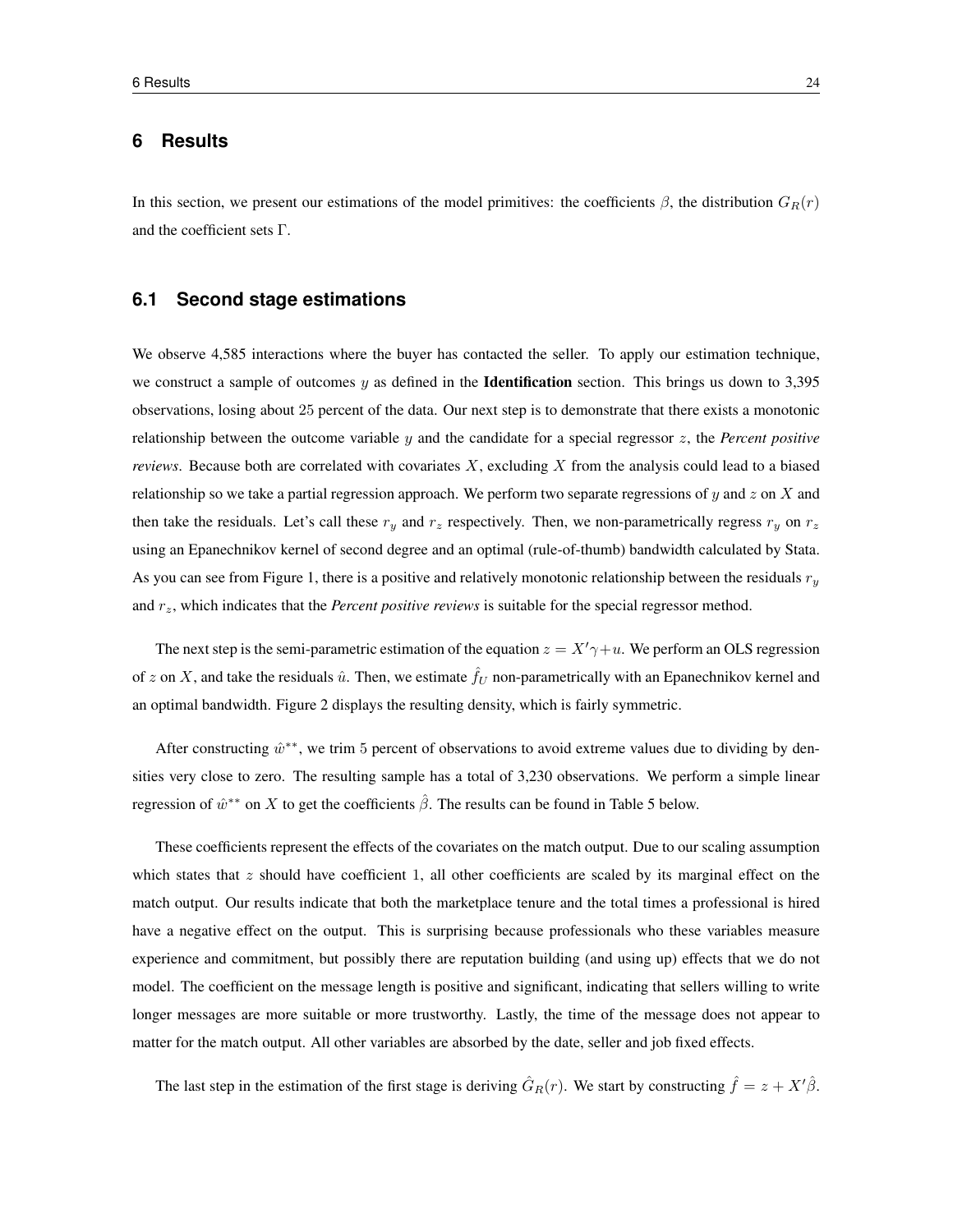# 6 Results

In this section, we present our estimations of the model primitives: the coefficients $\beta$, the distribution $G_R(r)$ and the coefficient sets $\Gamma$.

## 6.1 Second stage estimations

We observe 4,585 interactions where the buyer has contacted the seller. To apply our estimation technique, we construct a sample of outcomes $y$ as defined in the **Identification** section. This brings us down to 3,395 observations, losing about 25 percent of the data. Our next step is to demonstrate that there exists a monotonic relationship between the outcome variable $y$ and the candidate for a special regressor $z$, the *Percent positive reviews*. Because both are correlated with covariates $X$, excluding $X$ from the analysis could lead to a biased relationship so we take a partial regression approach. We perform two separate regressions of $y$ and $z$ on $X$ and then take the residuals. Let's call these $r_y$ and $r_z$ respectively. Then, we non-parametrically regress $r_y$ on $r_z$ using an Epanechnikov kernel of second degree and an optimal (rule-of-thumb) bandwidth calculated by Stata. As you can see from Figure 1, there is a positive and relatively monotonic relationship between the residuals $r_y$ and $r_z$, which indicates that the *Percent positive reviews* is suitable for the special regressor method.

The next step is the semi-parametric estimation of the equation $z = X'\gamma + u$. We perform an OLS regression of $z$ on $X$, and take the residuals $\hat{u}$. Then, we estimate $\hat{f}_U$ non-parametrically with an Epanechnikov kernel and an optimal bandwidth. Figure 2 displays the resulting density, which is fairly symmetric.

After constructing $\hat{w}^{**}$, we trim 5 percent of observations to avoid extreme values due to dividing by densities very close to zero. The resulting sample has a total of 3,230 observations. We perform a simple linear regression of $\hat{w}^{**}$ on $X$ to get the coefficients $\hat{\beta}$. The results can be found in Table 5 below.

These coefficients represent the effects of the covariates on the match output. Due to our scaling assumption which states that $z$ should have coefficient 1, all other coefficients are scaled by its marginal effect on the match output. Our results indicate that both the marketplace tenure and the total times a professional is hired have a negative effect on the output. This is surprising because professionals who these variables measure experience and commitment, but possibly there are reputation building (and using up) effects that we do not model. The coefficient on the message length is positive and significant, indicating that sellers willing to write longer messages are more suitable or more trustworthy. Lastly, the time of the message does not appear to matter for the match output. All other variables are absorbed by the date, seller and job fixed effects.

The last step in the estimation of the first stage is deriving $\hat{G}_R(r)$. We start by constructing $\hat{f} = z + X'\hat{\beta}$.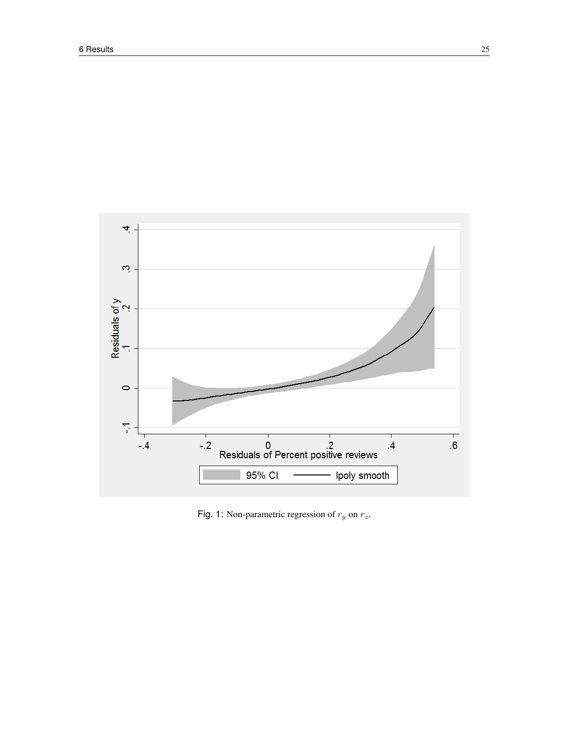Fig. 1: Non-parametric regression of $r_y$ on $r_z$.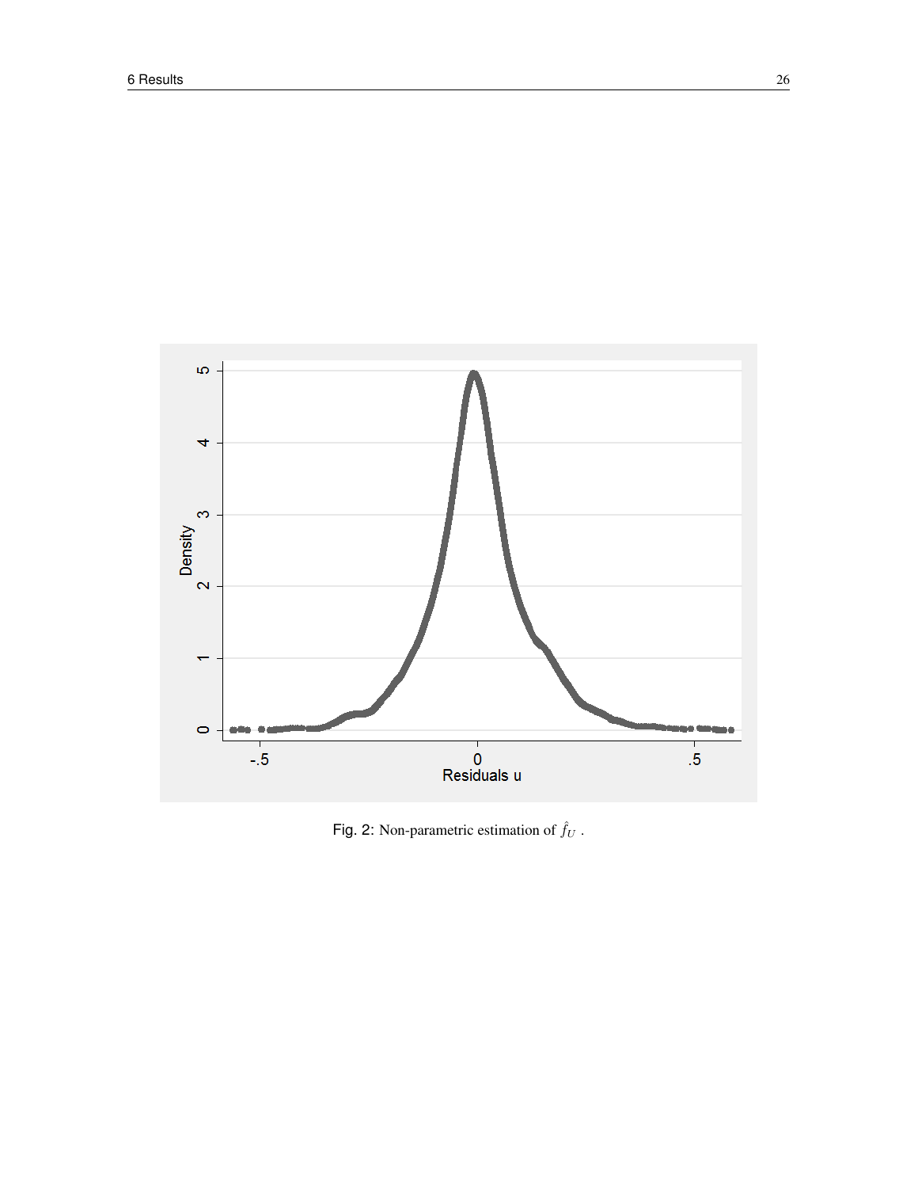Fig. 2: Non-parametric estimation of $\hat{f}_U$ .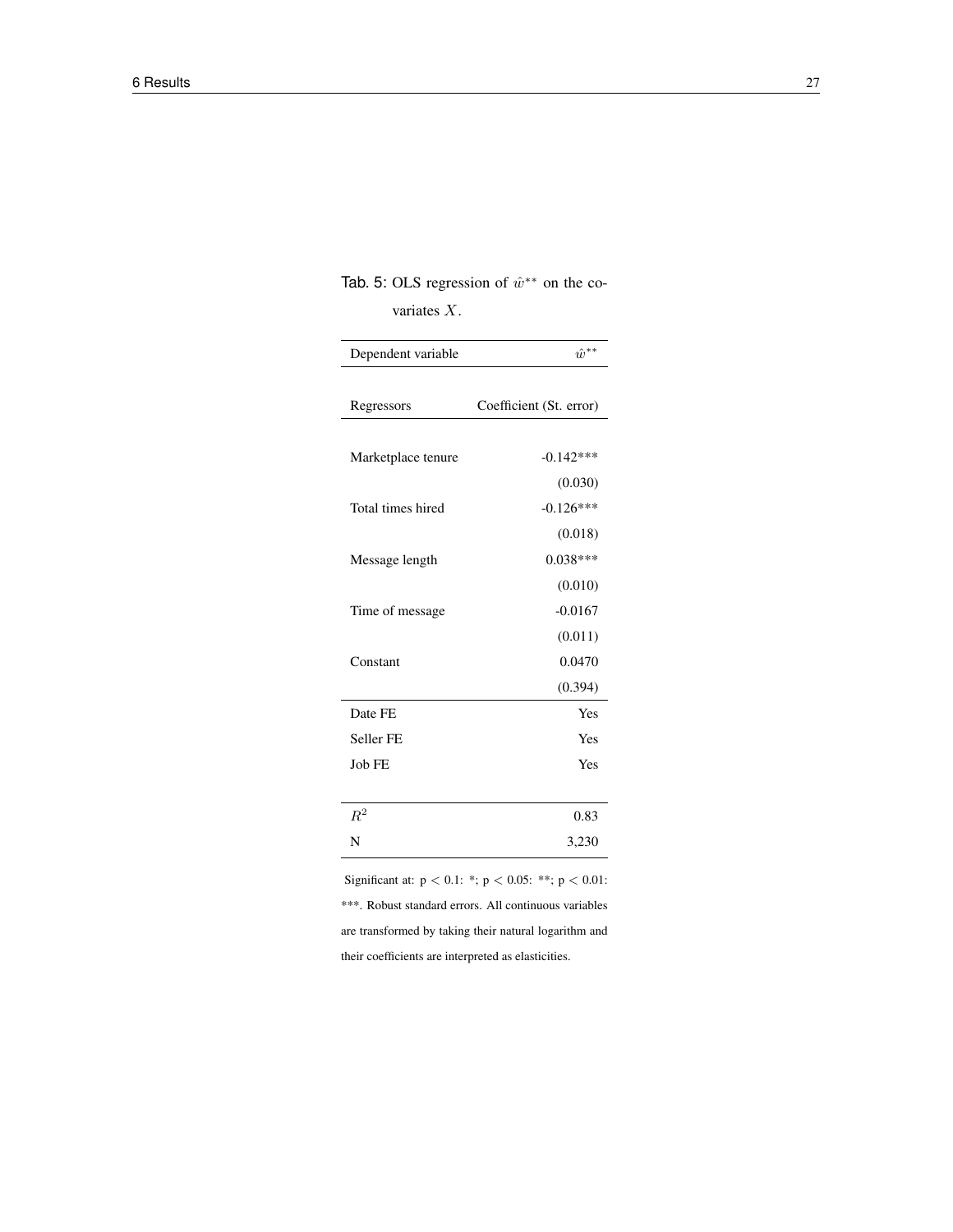Tab. 5: OLS regression of $\hat{w}^{**}$ on the covariates $X$.

| Dependent variable | $\hat{w}^{**}$ |
|---|---|
| Regressors | Coefficient (St. error) |
| Marketplace tenure | -0.142*** |
| | (0.030) |
| Total times hired | -0.126*** |
| | (0.018) |
| Message length | 0.038*** |
| | (0.010) |
| Time of message | -0.0167 |
| | (0.011) |
| Constant | 0.0470 |
| | (0.394) |
| Date FE | Yes |
| Seller FE | Yes |
| Job FE | Yes |
| $R^2$ | 0.83 |
| N | 3,230 |

Significant at: $p < 0.1$: *; $p < 0.05$: **; $p < 0.01$: ***. Robust standard errors. All continuous variables are transformed by taking their natural logarithm and their coefficients are interpreted as elasticities.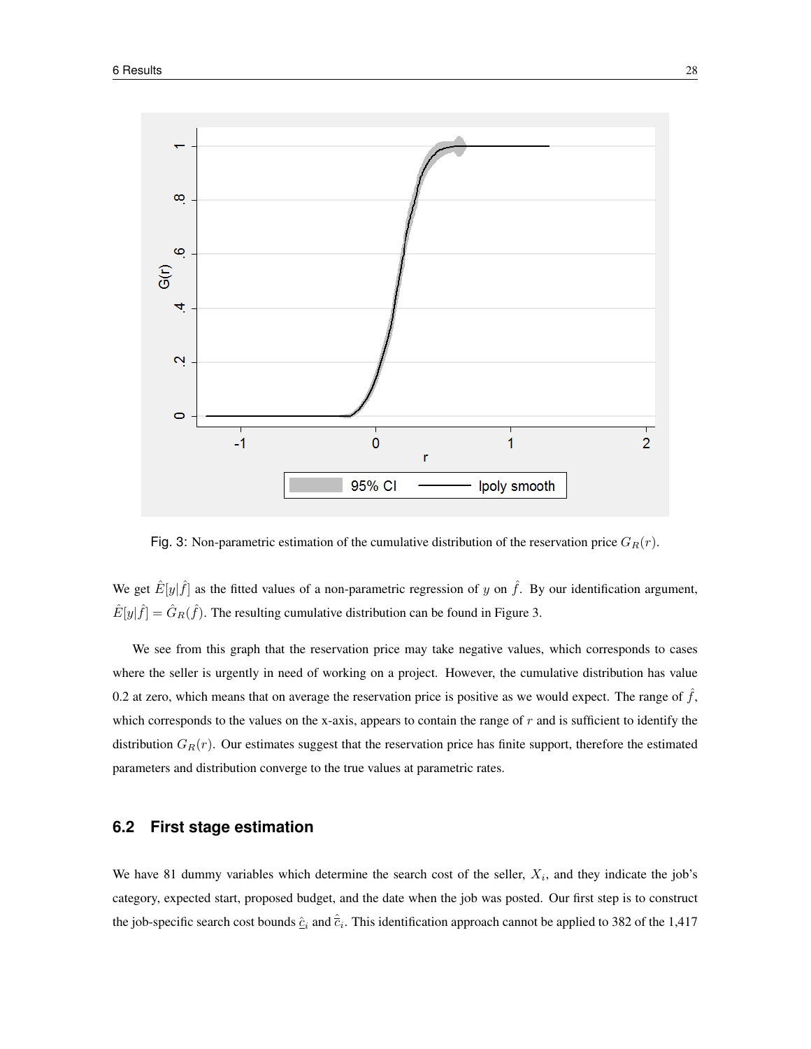Fig. 3: Non-parametric estimation of the cumulative distribution of the reservation price $G_R(r)$.

We get $\hat{E}[y|\hat{f}]$ as the fitted values of a non-parametric regression of $y$ on $\hat{f}$. By our identification argument, $\hat{E}[y|\hat{f}] = \hat{G}_R(\hat{f})$. The resulting cumulative distribution can be found in Figure 3.

We see from this graph that the reservation price may take negative values, which corresponds to cases where the seller is urgently in need of working on a project. However, the cumulative distribution has value 0.2 at zero, which means that on average the reservation price is positive as we would expect. The range of $\hat{f}$, which corresponds to the values on the x-axis, appears to contain the range of $r$ and is sufficient to identify the distribution $G_R(r)$. Our estimates suggest that the reservation price has finite support, therefore the estimated parameters and distribution converge to the true values at parametric rates.

## 6.2 First stage estimation

We have 81 dummy variables which determine the search cost of the seller, $X_i$, and they indicate the job's category, expected start, proposed budget, and the date when the job was posted. Our first step is to construct the job-specific search cost bounds $\underline{\hat{c}}_i$ and $\bar{\hat{c}}_i$. This identification approach cannot be applied to 382 of the 1,417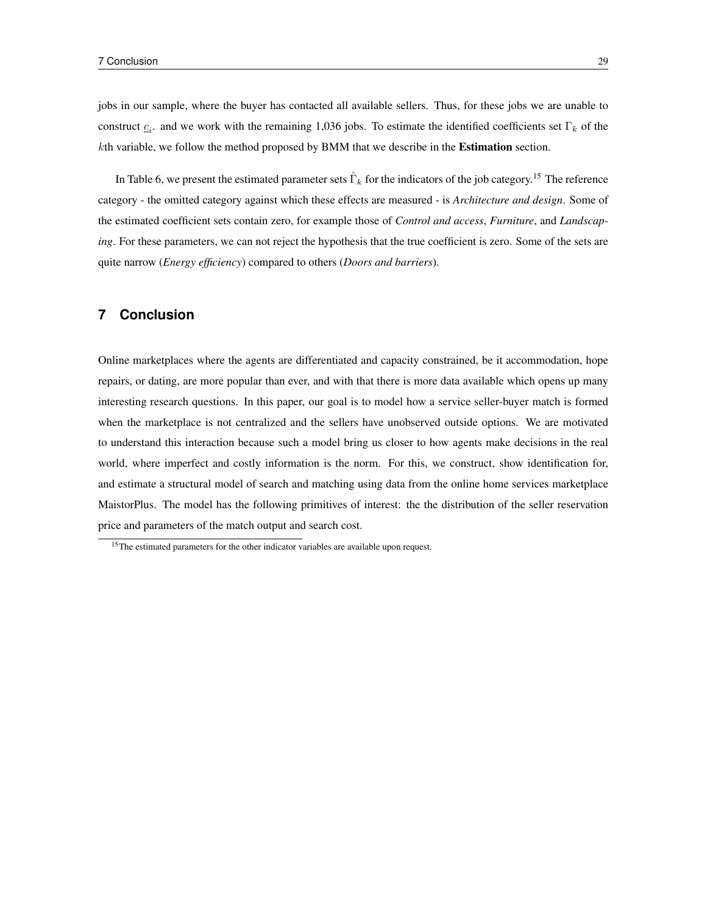jobs in our sample, where the buyer has contacted all available sellers. Thus, for these jobs we are unable to construct $\underline{c}_i$. and we work with the remaining 1,036 jobs. To estimate the identified coefficients set $\Gamma_k$ of the $k$th variable, we follow the method proposed by BMM that we describe in the **Estimation** section.

In Table 6, we present the estimated parameter sets $\hat{\Gamma}_k$ for the indicators of the job category.[15] The reference category - the omitted category against which these effects are measured - is *Architecture and design*. Some of the estimated coefficient sets contain zero, for example those of *Control and access*, *Furniture*, and *Landscaping*. For these parameters, we can not reject the hypothesis that the true coefficient is zero. Some of the sets are quite narrow (*Energy efficiency*) compared to others (*Doors and barriers*).

## 7 Conclusion

Online marketplaces where the agents are differentiated and capacity constrained, be it accommodation, hope repairs, or dating, are more popular than ever, and with that there is more data available which opens up many interesting research questions. In this paper, our goal is to model how a service seller-buyer match is formed when the marketplace is not centralized and the sellers have unobserved outside options. We are motivated to understand this interaction because such a model bring us closer to how agents make decisions in the real world, where imperfect and costly information is the norm. For this, we construct, show identification for, and estimate a structural model of search and matching using data from the online home services marketplace MaistorPlus. The model has the following primitives of interest: the the distribution of the seller reservation price and parameters of the match output and search cost.

[15] The estimated parameters for the other indicator variables are available upon request.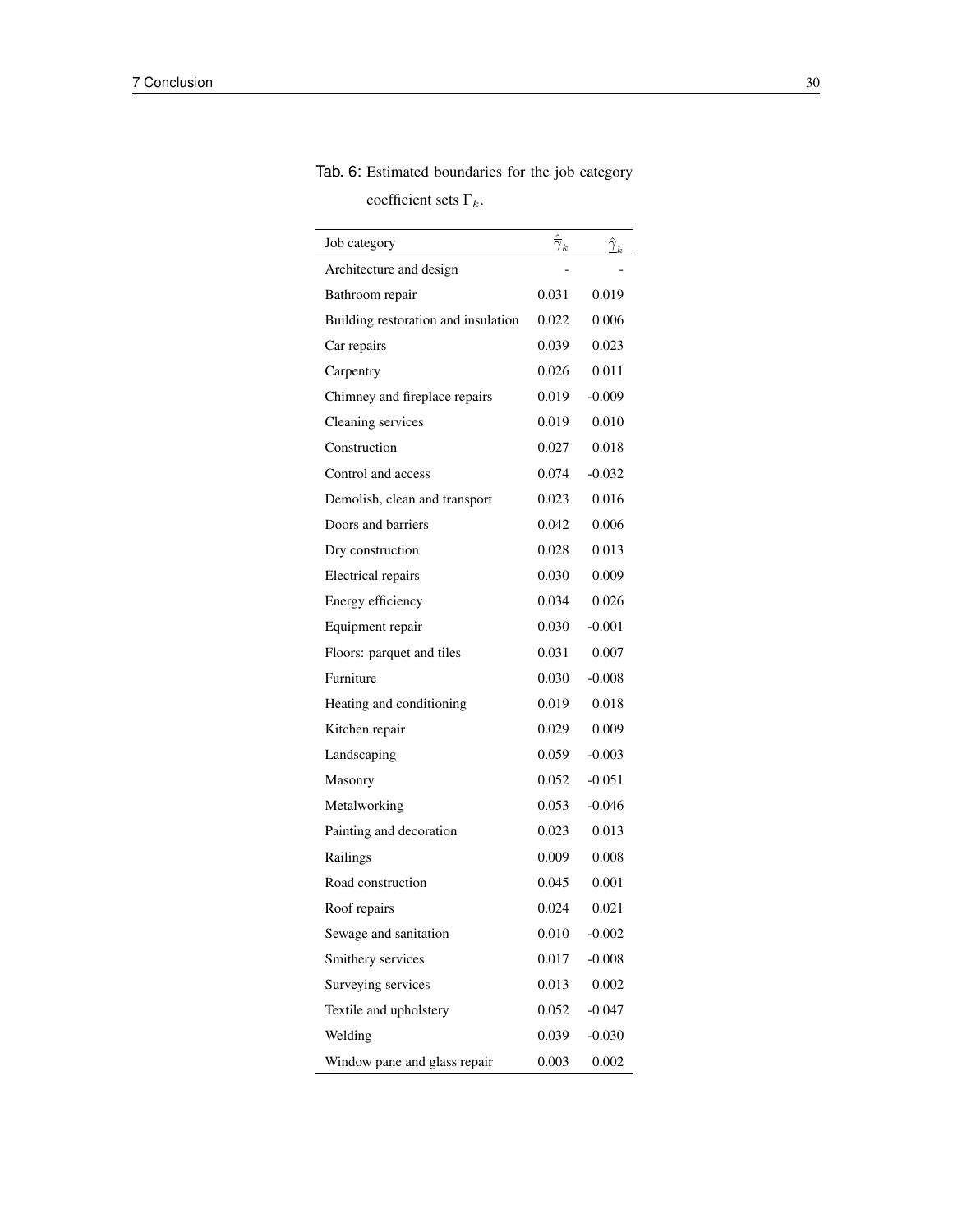Tab. 6: Estimated boundaries for the job category coefficient sets $\Gamma_k$.

| Job category | $\hat{\overline{\gamma}}_k$ | $\hat{\underline{\gamma}}_k$ |
|---|---|---|
| Architecture and design | - | - |
| Bathroom repair | 0.031 | 0.019 |
| Building restoration and insulation | 0.022 | 0.006 |
| Car repairs | 0.039 | 0.023 |
| Carpentry | 0.026 | 0.011 |
| Chimney and fireplace repairs | 0.019 | -0.009 |
| Cleaning services | 0.019 | 0.010 |
| Construction | 0.027 | 0.018 |
| Control and access | 0.074 | -0.032 |
| Demolish, clean and transport | 0.023 | 0.016 |
| Doors and barriers | 0.042 | 0.006 |
| Dry construction | 0.028 | 0.013 |
| Electrical repairs | 0.030 | 0.009 |
| Energy efficiency | 0.034 | 0.026 |
| Equipment repair | 0.030 | -0.001 |
| Floors: parquet and tiles | 0.031 | 0.007 |
| Furniture | 0.030 | -0.008 |
| Heating and conditioning | 0.019 | 0.018 |
| Kitchen repair | 0.029 | 0.009 |
| Landscaping | 0.059 | -0.003 |
| Masonry | 0.052 | -0.051 |
| Metalworking | 0.053 | -0.046 |
| Painting and decoration | 0.023 | 0.013 |
| Railings | 0.009 | 0.008 |
| Road construction | 0.045 | 0.001 |
| Roof repairs | 0.024 | 0.021 |
| Sewage and sanitation | 0.010 | -0.002 |
| Smithery services | 0.017 | -0.008 |
| Surveying services | 0.013 | 0.002 |
| Textile and upholstery | 0.052 | -0.047 |
| Welding | 0.039 | -0.030 |
| Window pane and glass repair | 0.003 | 0.002 |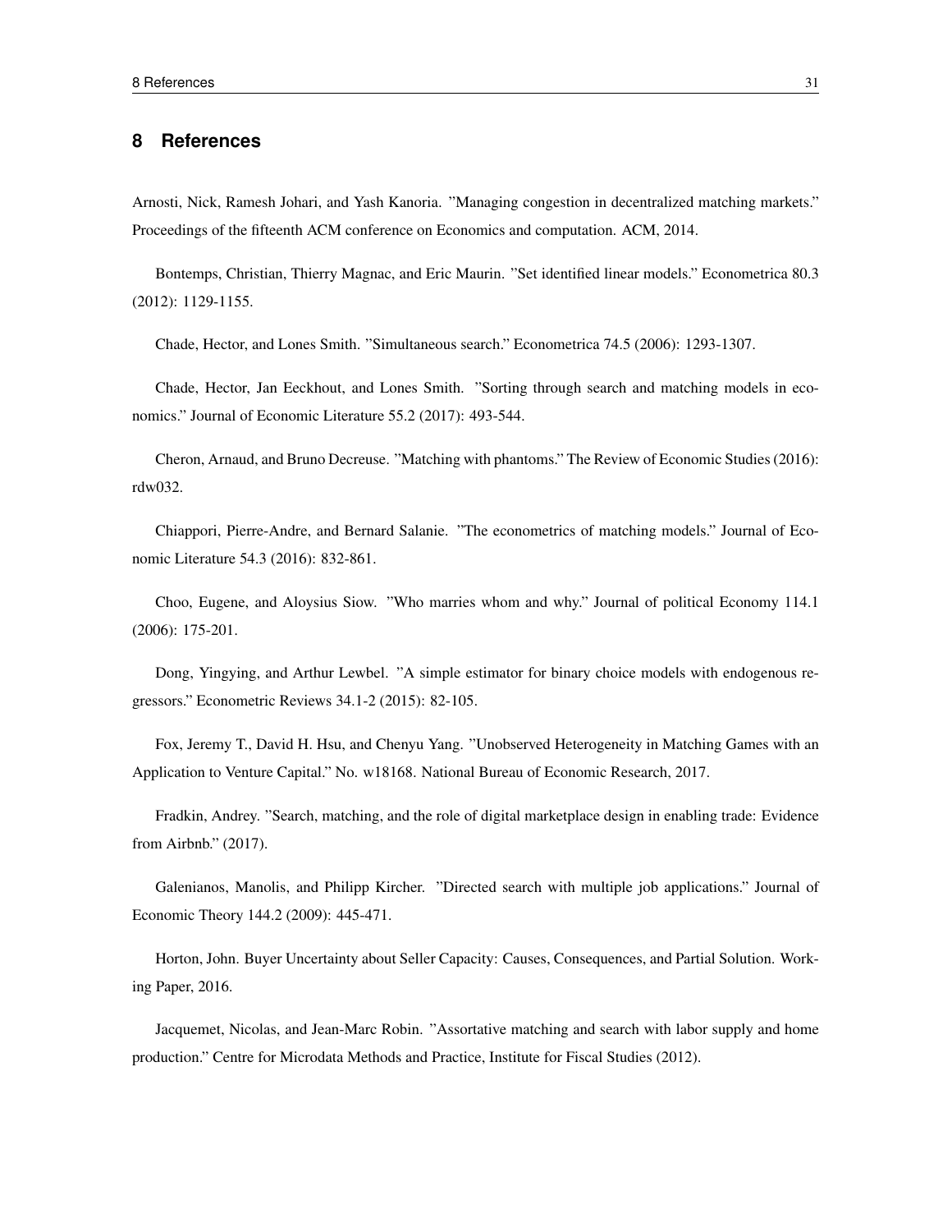# 8 References

Arnosti, Nick, Ramesh Johari, and Yash Kanoria. "Managing congestion in decentralized matching markets." Proceedings of the fifteenth ACM conference on Economics and computation. ACM, 2014.

Bontemps, Christian, Thierry Magnac, and Eric Maurin. "Set identified linear models." Econometrica 80.3 (2012): 1129-1155.

Chade, Hector, and Lones Smith. "Simultaneous search." Econometrica 74.5 (2006): 1293-1307.

Chade, Hector, Jan Eeckhout, and Lones Smith. "Sorting through search and matching models in economics." Journal of Economic Literature 55.2 (2017): 493-544.

Cheron, Arnaud, and Bruno Decreuse. "Matching with phantoms." The Review of Economic Studies (2016): rdw032.

Chiappori, Pierre-Andre, and Bernard Salanie. "The econometrics of matching models." Journal of Economic Literature 54.3 (2016): 832-861.

Choo, Eugene, and Aloysius Siow. "Who marries whom and why." Journal of political Economy 114.1 (2006): 175-201.

Dong, Yingying, and Arthur Lewbel. "A simple estimator for binary choice models with endogenous regressors." Econometric Reviews 34.1-2 (2015): 82-105.

Fox, Jeremy T., David H. Hsu, and Chenyu Yang. "Unobserved Heterogeneity in Matching Games with an Application to Venture Capital." No. w18168. National Bureau of Economic Research, 2017.

Fradkin, Andrey. "Search, matching, and the role of digital marketplace design in enabling trade: Evidence from Airbnb." (2017).

Galenianos, Manolis, and Philipp Kircher. "Directed search with multiple job applications." Journal of Economic Theory 144.2 (2009): 445-471.

Horton, John. Buyer Uncertainty about Seller Capacity: Causes, Consequences, and Partial Solution. Working Paper, 2016.

Jacquemet, Nicolas, and Jean-Marc Robin. "Assortative matching and search with labor supply and home production." Centre for Microdata Methods and Practice, Institute for Fiscal Studies (2012).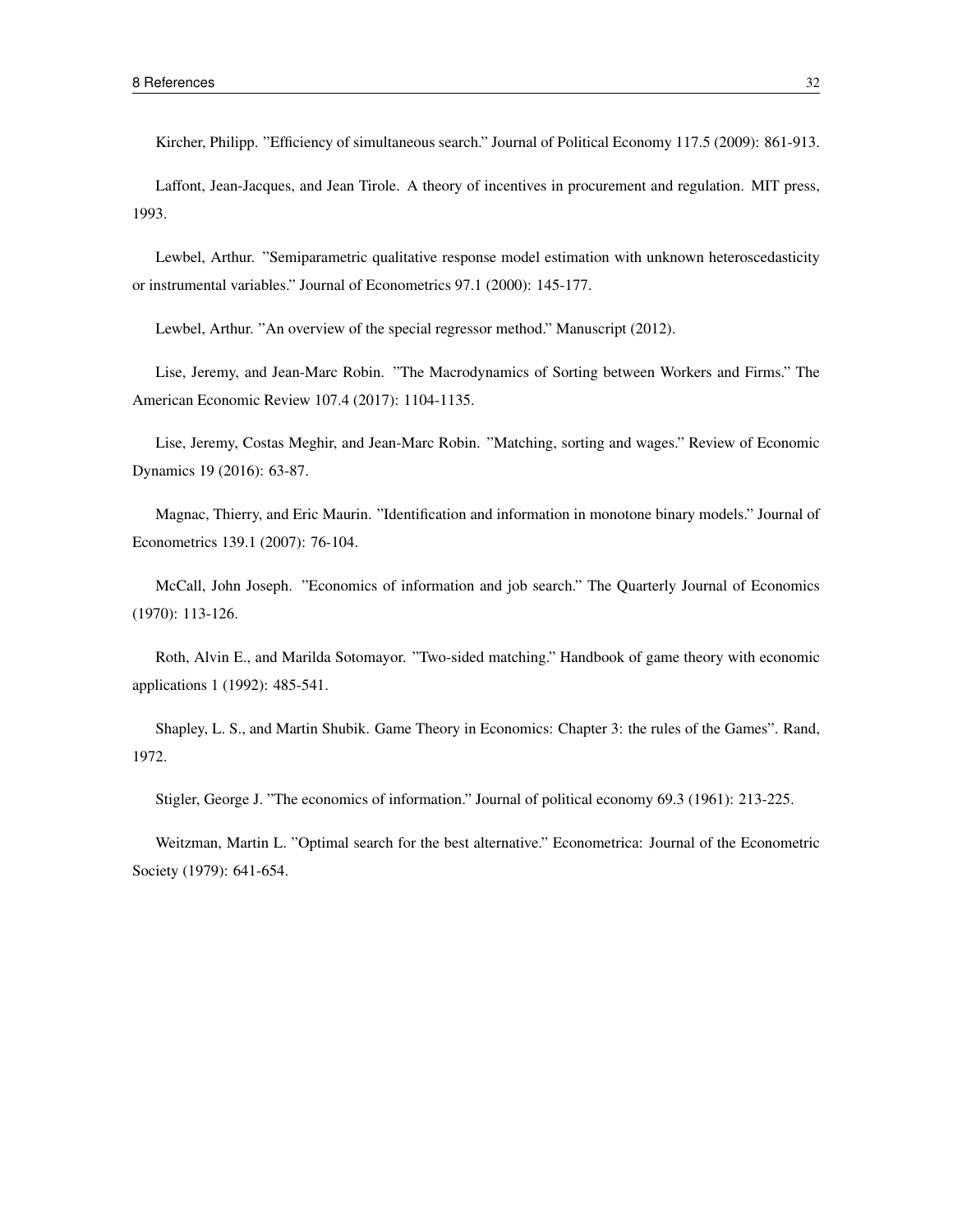Kircher, Philipp. "Efficiency of simultaneous search." Journal of Political Economy 117.5 (2009): 861-913.

Laffont, Jean-Jacques, and Jean Tirole. A theory of incentives in procurement and regulation. MIT press, 1993.

Lewbel, Arthur. "Semiparametric qualitative response model estimation with unknown heteroscedasticity or instrumental variables." Journal of Econometrics 97.1 (2000): 145-177.

Lewbel, Arthur. "An overview of the special regressor method." Manuscript (2012).

Lise, Jeremy, and Jean-Marc Robin. "The Macrodynamics of Sorting between Workers and Firms." The American Economic Review 107.4 (2017): 1104-1135.

Lise, Jeremy, Costas Meghir, and Jean-Marc Robin. "Matching, sorting and wages." Review of Economic Dynamics 19 (2016): 63-87.

Magnac, Thierry, and Eric Maurin. "Identification and information in monotone binary models." Journal of Econometrics 139.1 (2007): 76-104.

McCall, John Joseph. "Economics of information and job search." The Quarterly Journal of Economics (1970): 113-126.

Roth, Alvin E., and Marilda Sotomayor. "Two-sided matching." Handbook of game theory with economic applications 1 (1992): 485-541.

Shapley, L. S., and Martin Shubik. Game Theory in Economics: Chapter 3: the rules of the Games". Rand, 1972.

Stigler, George J. "The economics of information." Journal of political economy 69.3 (1961): 213-225.

Weitzman, Martin L. "Optimal search for the best alternative." Econometrica: Journal of the Econometric Society (1979): 641-654.